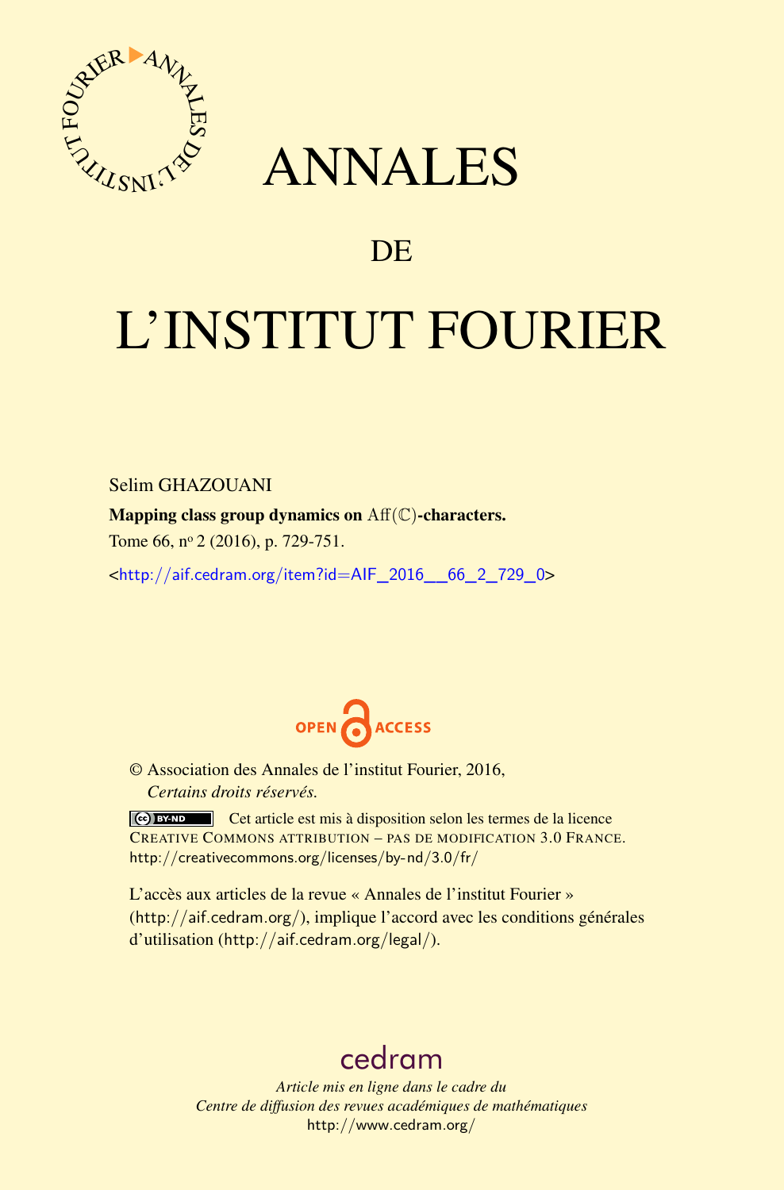# ANNALES

## DE

# L'INSTITUT FOURIER

Selim GHAZOUANI

**Mapping class group dynamics on $\mathrm{Aff}(\mathbb{C})$-characters.**

Tome 66, n° 2 (2016), p. 729-751.

<http://aif.cedram.org/item?id=AIF_2016__66_2_729_0>

OPEN ACCESS

© Association des Annales de l'institut Fourier, 2016,
*Certains droits réservés.*

Cet article est mis à disposition selon les termes de la licence
Creative Commons attribution – pas de modification 3.0 France.
http://creativecommons.org/licenses/by-nd/3.0/fr/

L'accès aux articles de la revue « Annales de l'institut Fourier » (http://aif.cedram.org/), implique l'accord avec les conditions générales d'utilisation (http://aif.cedram.org/legal/).

cedram

*Article mis en ligne dans le cadre du*
*Centre de diffusion des revues académiques de mathématiques*
http://www.cedram.org/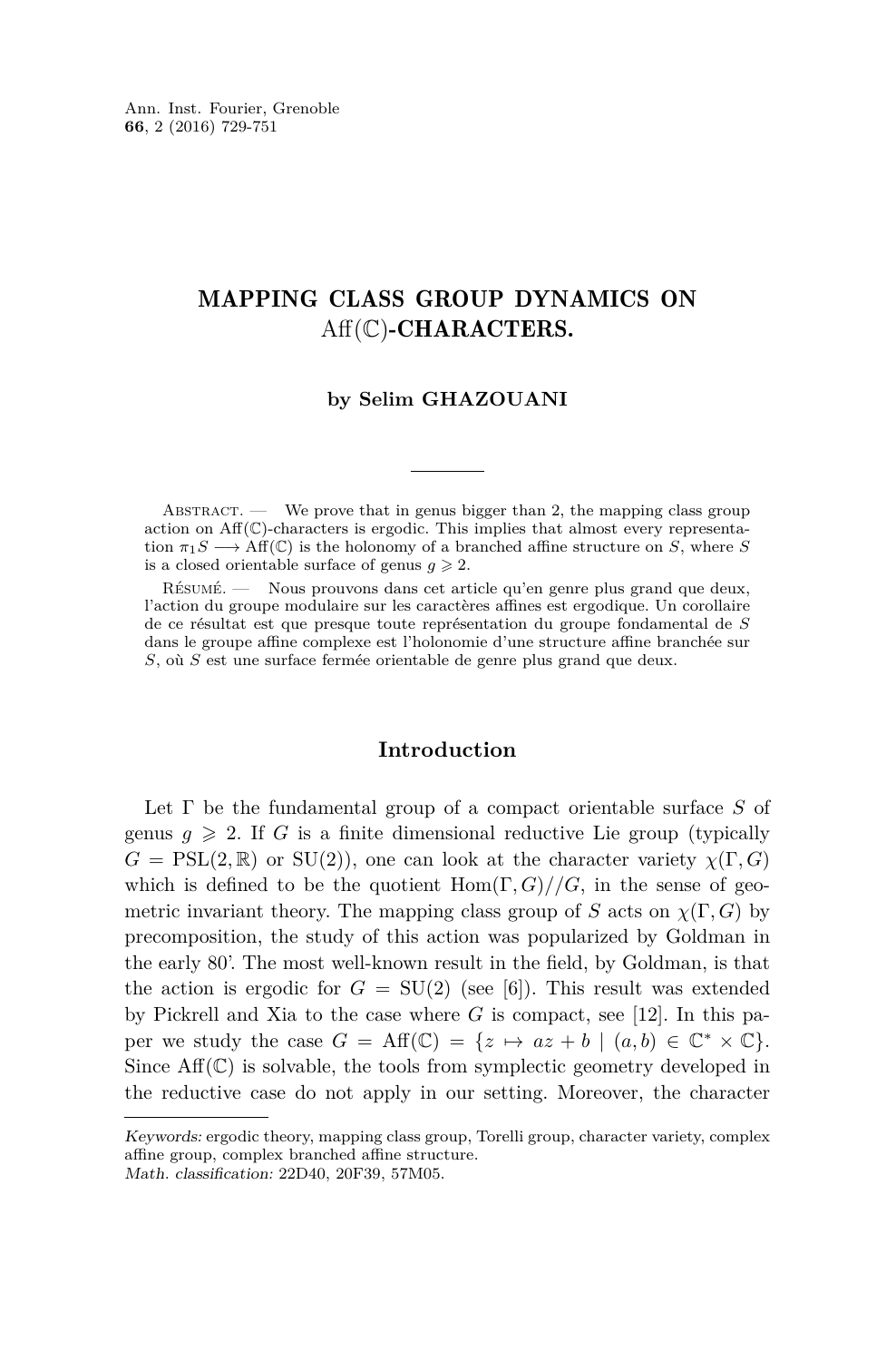# MAPPING CLASS GROUP DYNAMICS ON Aff($\mathbb{C}$)-CHARACTERS.

**by Selim GHAZOUANI**

Abstract. — We prove that in genus bigger than 2, the mapping class group action on Aff($\mathbb{C}$)-characters is ergodic. This implies that almost every representation $\pi_1 S \longrightarrow \mathrm{Aff}(\mathbb{C})$ is the holonomy of a branched affine structure on $S$, where $S$ is a closed orientable surface of genus $g \geqslant 2$.

Résumé. — Nous prouvons dans cet article qu'en genre plus grand que deux, l'action du groupe modulaire sur les caractères affines est ergodique. Un corollaire de ce résultat est que presque toute représentation du groupe fondamental de $S$ dans le groupe affine complexe est l'holonomie d'une structure affine branchée sur $S$, où $S$ est une surface fermée orientable de genre plus grand que deux.

## Introduction

Let $\Gamma$ be the fundamental group of a compact orientable surface $S$ of genus $g \geqslant 2$. If $G$ is a finite dimensional reductive Lie group (typically $G = \mathrm{PSL}(2, \mathbb{R})$ or $\mathrm{SU}(2)$), one can look at the character variety $\chi(\Gamma, G)$ which is defined to be the quotient $\mathrm{Hom}(\Gamma, G)//G$, in the sense of geometric invariant theory. The mapping class group of $S$ acts on $\chi(\Gamma, G)$ by precomposition, the study of this action was popularized by Goldman in the early 80'. The most well-known result in the field, by Goldman, is that the action is ergodic for $G = \mathrm{SU}(2)$ (see [6]). This result was extended by Pickrell and Xia to the case where $G$ is compact, see [12]. In this paper we study the case $G = \mathrm{Aff}(\mathbb{C}) = \{z \mapsto az + b \mid (a, b) \in \mathbb{C}^* \times \mathbb{C}\}$. Since Aff($\mathbb{C}$) is solvable, the tools from symplectic geometry developed in the reductive case do not apply in our setting. Moreover, the character

*Keywords:* ergodic theory, mapping class group, Torelli group, character variety, complex affine group, complex branched affine structure.
*Math. classification:* 22D40, 20F39, 57M05.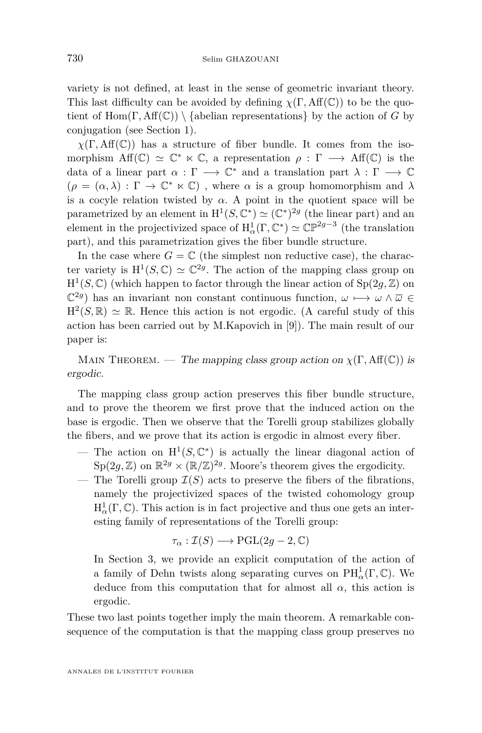variety is not defined, at least in the sense of geometric invariant theory. This last difficulty can be avoided by defining $\chi(\Gamma, \mathrm{Aff}(\mathbb{C}))$ to be the quotient of $\mathrm{Hom}(\Gamma, \mathrm{Aff}(\mathbb{C})) \setminus \{\text{abelian representations}\}$ by the action of $G$ by conjugation (see Section 1).

$\chi(\Gamma, \mathrm{Aff}(\mathbb{C}))$ has a structure of fiber bundle. It comes from the isomorphism $\mathrm{Aff}(\mathbb{C}) \simeq \mathbb{C}^* \ltimes \mathbb{C}$, a representation $\rho : \Gamma \longrightarrow \mathrm{Aff}(\mathbb{C})$ is the data of a linear part $\alpha : \Gamma \longrightarrow \mathbb{C}^*$ and a translation part $\lambda : \Gamma \longrightarrow \mathbb{C}$ ($\rho = (\alpha, \lambda) : \Gamma \to \mathbb{C}^* \ltimes \mathbb{C}$) , where $\alpha$ is a group homomorphism and $\lambda$ is a cocyle relation twisted by $\alpha$. A point in the quotient space will be parametrized by an element in $\mathrm{H}^1(S, \mathbb{C}^*) \simeq (\mathbb{C}^*)^{2g}$ (the linear part) and an element in the projectivized space of $\mathrm{H}^1_\alpha(\Gamma, \mathbb{C}^*) \simeq \mathbb{CP}^{2g-3}$ (the translation part), and this parametrization gives the fiber bundle structure.

In the case where $G = \mathbb{C}$ (the simplest non reductive case), the character variety is $\mathrm{H}^1(S, \mathbb{C}) \simeq \mathbb{C}^{2g}$. The action of the mapping class group on $\mathrm{H}^1(S, \mathbb{C})$ (which happen to factor through the linear action of $\mathrm{Sp}(2g, \mathbb{Z})$ on $\mathbb{C}^{2g}$) has an invariant non constant continuous function, $\omega \longmapsto \omega \wedge \overline{\omega} \in \mathrm{H}^2(S, \mathbb{R}) \simeq \mathbb{R}$. Hence this action is not ergodic. (A careful study of this action has been carried out by M.Kapovich in [9]). The main result of our paper is:

Main Theorem. — *The mapping class group action on $\chi(\Gamma, \mathrm{Aff}(\mathbb{C}))$ is ergodic.*

The mapping class group action preserves this fiber bundle structure, and to prove the theorem we first prove that the induced action on the base is ergodic. Then we observe that the Torelli group stabilizes globally the fibers, and we prove that its action is ergodic in almost every fiber.

- The action on $\mathrm{H}^1(S, \mathbb{C}^*)$ is actually the linear diagonal action of $\mathrm{Sp}(2g, \mathbb{Z})$ on $\mathbb{R}^{2g} \times (\mathbb{R}/\mathbb{Z})^{2g}$. Moore's theorem gives the ergodicity.
- The Torelli group $\mathcal{I}(S)$ acts to preserve the fibers of the fibrations, namely the projectivized spaces of the twisted cohomology group $\mathrm{H}^1_\alpha(\Gamma, \mathbb{C})$. This action is in fact projective and thus one gets an interesting family of representations of the Torelli group:

$$\tau_\alpha : \mathcal{I}(S) \longrightarrow \mathrm{PGL}(2g-2, \mathbb{C})$$

  In Section 3, we provide an explicit computation of the action of a family of Dehn twists along separating curves on $\mathrm{PH}^1_\alpha(\Gamma, \mathbb{C})$. We deduce from this computation that for almost all $\alpha$, this action is ergodic.

These two last points together imply the main theorem. A remarkable consequence of the computation is that the mapping class group preserves no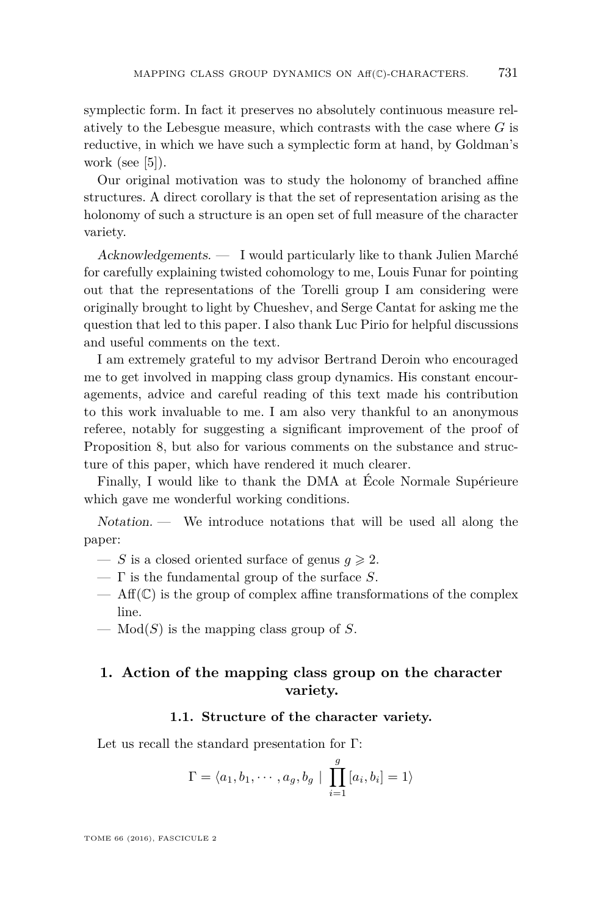symplectic form. In fact it preserves no absolutely continuous measure relatively to the Lebesgue measure, which contrasts with the case where $G$ is reductive, in which we have such a symplectic form at hand, by Goldman's work (see [5]).

Our original motivation was to study the holonomy of branched affine structures. A direct corollary is that the set of representation arising as the holonomy of such a structure is an open set of full measure of the character variety.

*Acknowledgements.* — I would particularly like to thank Julien Marché for carefully explaining twisted cohomology to me, Louis Funar for pointing out that the representations of the Torelli group I am considering were originally brought to light by Chueshev, and Serge Cantat for asking me the question that led to this paper. I also thank Luc Pirio for helpful discussions and useful comments on the text.

I am extremely grateful to my advisor Bertrand Deroin who encouraged me to get involved in mapping class group dynamics. His constant encouragements, advice and careful reading of this text made his contribution to this work invaluable to me. I am also very thankful to an anonymous referee, notably for suggesting a significant improvement of the proof of Proposition 8, but also for various comments on the substance and structure of this paper, which have rendered it much clearer.

Finally, I would like to thank the DMA at École Normale Supérieure which gave me wonderful working conditions.

*Notation.* — We introduce notations that will be used all along the paper:

- $S$ is a closed oriented surface of genus $g \geqslant 2$.
- $\Gamma$ is the fundamental group of the surface $S$.
- $\mathrm{Aff}(\mathbb{C})$ is the group of complex affine transformations of the complex line.
- $\mathrm{Mod}(S)$ is the mapping class group of $S$.

## 1. Action of the mapping class group on the character variety.

### 1.1. Structure of the character variety.

Let us recall the standard presentation for $\Gamma$:

$$\Gamma = \langle a_1, b_1, \cdots, a_g, b_g \mid \prod_{i=1}^{g} [a_i, b_i] = 1 \rangle$$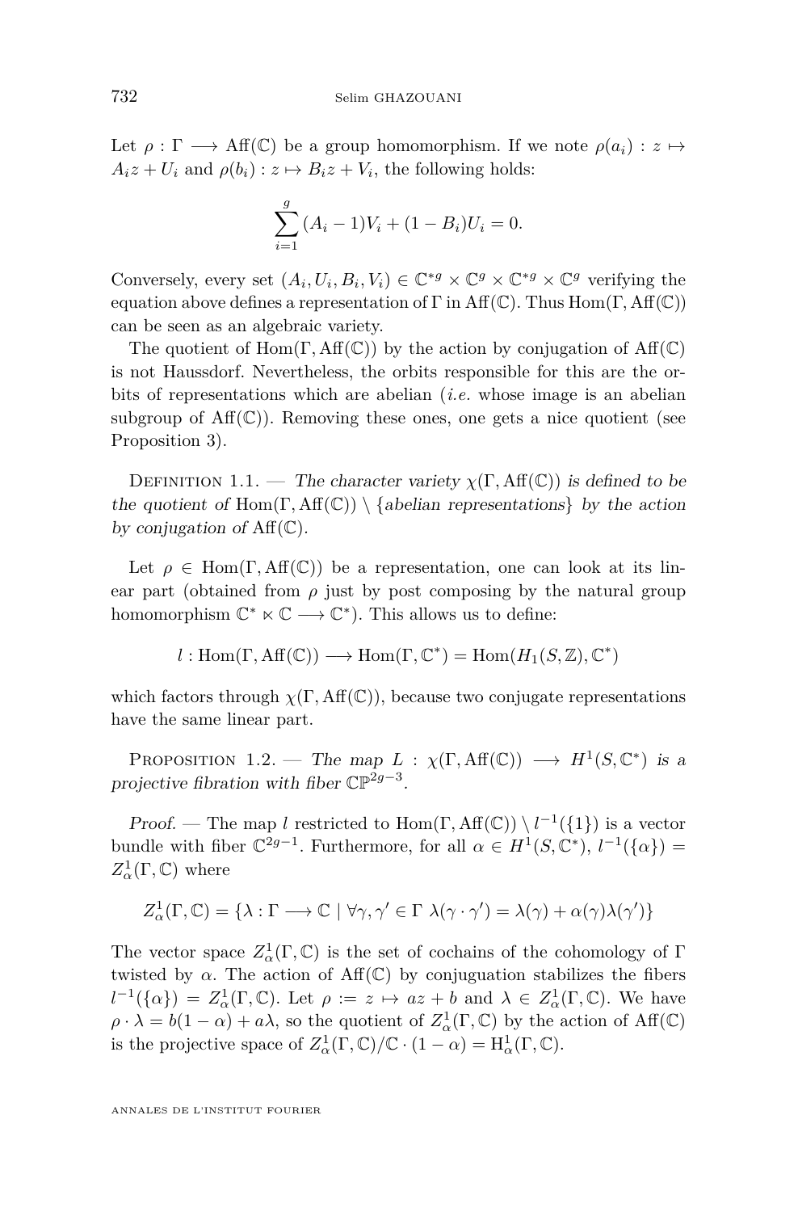Let $\rho : \Gamma \longrightarrow \mathrm{Aff}(\mathbb{C})$ be a group homomorphism. If we note $\rho(a_i) : z \mapsto A_i z + U_i$ and $\rho(b_i) : z \mapsto B_i z + V_i$, the following holds:

$$\sum_{i=1}^{g} (A_i - 1)V_i + (1 - B_i)U_i = 0.$$

Conversely, every set $(A_i, U_i, B_i, V_i) \in \mathbb{C}^{*g} \times \mathbb{C}^g \times \mathbb{C}^{*g} \times \mathbb{C}^g$ verifying the equation above defines a representation of $\Gamma$ in $\mathrm{Aff}(\mathbb{C})$. Thus $\mathrm{Hom}(\Gamma, \mathrm{Aff}(\mathbb{C}))$ can be seen as an algebraic variety.

The quotient of $\mathrm{Hom}(\Gamma, \mathrm{Aff}(\mathbb{C}))$ by the action by conjugation of $\mathrm{Aff}(\mathbb{C})$ is not Haussdorf. Nevertheless, the orbits responsible for this are the orbits of representations which are abelian (*i.e.* whose image is an abelian subgroup of $\mathrm{Aff}(\mathbb{C})$). Removing these ones, one gets a nice quotient (see Proposition 3).

Definition 1.1. — *The character variety $\chi(\Gamma, \mathrm{Aff}(\mathbb{C}))$ is defined to be the quotient of $\mathrm{Hom}(\Gamma, \mathrm{Aff}(\mathbb{C})) \setminus \{$abelian representations$\}$ by the action by conjugation of $\mathrm{Aff}(\mathbb{C})$.*

Let $\rho \in \mathrm{Hom}(\Gamma, \mathrm{Aff}(\mathbb{C}))$ be a representation, one can look at its linear part (obtained from $\rho$ just by post composing by the natural group homomorphism $\mathbb{C}^* \ltimes \mathbb{C} \longrightarrow \mathbb{C}^*$). This allows us to define:

$$l : \mathrm{Hom}(\Gamma, \mathrm{Aff}(\mathbb{C})) \longrightarrow \mathrm{Hom}(\Gamma, \mathbb{C}^*) = \mathrm{Hom}(H_1(S, \mathbb{Z}), \mathbb{C}^*)$$

which factors through $\chi(\Gamma, \mathrm{Aff}(\mathbb{C}))$, because two conjugate representations have the same linear part.

Proposition 1.2. — *The map $L : \chi(\Gamma, \mathrm{Aff}(\mathbb{C})) \longrightarrow H^1(S, \mathbb{C}^*)$ is a projective fibration with fiber $\mathbb{CP}^{2g-3}$.*

*Proof.* — The map $l$ restricted to $\mathrm{Hom}(\Gamma, \mathrm{Aff}(\mathbb{C})) \setminus l^{-1}(\{1\})$ is a vector bundle with fiber $\mathbb{C}^{2g-1}$. Furthermore, for all $\alpha \in H^1(S, \mathbb{C}^*)$, $l^{-1}(\{\alpha\}) = Z^1_\alpha(\Gamma, \mathbb{C})$ where

$$Z^1_\alpha(\Gamma, \mathbb{C}) = \{\lambda : \Gamma \longrightarrow \mathbb{C} \mid \forall \gamma, \gamma' \in \Gamma \ \lambda(\gamma \cdot \gamma') = \lambda(\gamma) + \alpha(\gamma)\lambda(\gamma')\}$$

The vector space $Z^1_\alpha(\Gamma, \mathbb{C})$ is the set of cochains of the cohomology of $\Gamma$ twisted by $\alpha$. The action of $\mathrm{Aff}(\mathbb{C})$ by conjuguation stabilizes the fibers $l^{-1}(\{\alpha\}) = Z^1_\alpha(\Gamma, \mathbb{C})$. Let $\rho := z \mapsto az + b$ and $\lambda \in Z^1_\alpha(\Gamma, \mathbb{C})$. We have $\rho \cdot \lambda = b(1 - \alpha) + a\lambda$, so the quotient of $Z^1_\alpha(\Gamma, \mathbb{C})$ by the action of $\mathrm{Aff}(\mathbb{C})$ is the projective space of $Z^1_\alpha(\Gamma, \mathbb{C})/\mathbb{C} \cdot (1 - \alpha) = \mathrm{H}^1_\alpha(\Gamma, \mathbb{C})$.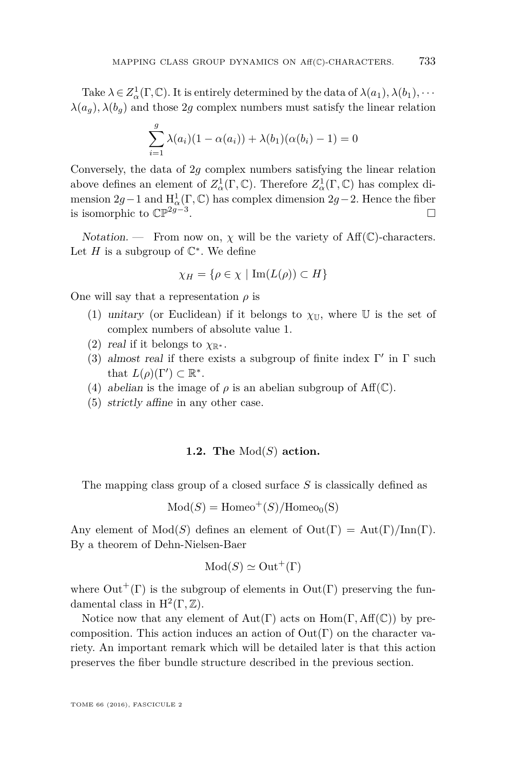Take $\lambda \in Z^1_\alpha(\Gamma, \mathbb{C})$. It is entirely determined by the data of $\lambda(a_1), \lambda(b_1), \cdots \lambda(a_g), \lambda(b_g)$ and those $2g$ complex numbers must satisfy the linear relation

$$\sum_{i=1}^{g} \lambda(a_i)(1 - \alpha(a_i)) + \lambda(b_1)(\alpha(b_i) - 1) = 0$$

Conversely, the data of $2g$ complex numbers satisfying the linear relation above defines an element of $Z^1_\alpha(\Gamma, \mathbb{C})$. Therefore $Z^1_\alpha(\Gamma, \mathbb{C})$ has complex dimension $2g-1$ and $\mathrm{H}^1_\alpha(\Gamma, \mathbb{C})$ has complex dimension $2g-2$. Hence the fiber is isomorphic to $\mathbb{CP}^{2g-3}$. □

*Notation.* — From now on, $\chi$ will be the variety of $\mathrm{Aff}(\mathbb{C})$-characters. Let $H$ is a subgroup of $\mathbb{C}^*$. We define

$$\chi_H = \{\rho \in \chi \mid \mathrm{Im}(L(\rho)) \subset H\}$$

One will say that a representation $\rho$ is

1. *unitary* (or Euclidean) if it belongs to $\chi_{\mathbb{U}}$, where $\mathbb{U}$ is the set of complex numbers of absolute value 1.
2. *real* if it belongs to $\chi_{\mathbb{R}^*}$.
3. *almost real* if there exists a subgroup of finite index $\Gamma'$ in $\Gamma$ such that $L(\rho)(\Gamma') \subset \mathbb{R}^*$.
4. *abelian* is the image of $\rho$ is an abelian subgroup of $\mathrm{Aff}(\mathbb{C})$.
5. *strictly affine* in any other case.

### 1.2. The $\mathrm{Mod}(S)$ action.

The mapping class group of a closed surface $S$ is classically defined as

$$\mathrm{Mod}(S) = \mathrm{Homeo}^+(S)/\mathrm{Homeo}_0(\mathrm{S})$$

Any element of $\mathrm{Mod}(S)$ defines an element of $\mathrm{Out}(\Gamma) = \mathrm{Aut}(\Gamma)/\mathrm{Inn}(\Gamma)$. By a theorem of Dehn-Nielsen-Baer

$$\mathrm{Mod}(S) \simeq \mathrm{Out}^+(\Gamma)$$

where $\mathrm{Out}^+(\Gamma)$ is the subgroup of elements in $\mathrm{Out}(\Gamma)$ preserving the fundamental class in $\mathrm{H}^2(\Gamma, \mathbb{Z})$.

Notice now that any element of $\mathrm{Aut}(\Gamma)$ acts on $\mathrm{Hom}(\Gamma, \mathrm{Aff}(\mathbb{C}))$ by precomposition. This action induces an action of $\mathrm{Out}(\Gamma)$ on the character variety. An important remark which will be detailed later is that this action preserves the fiber bundle structure described in the previous section.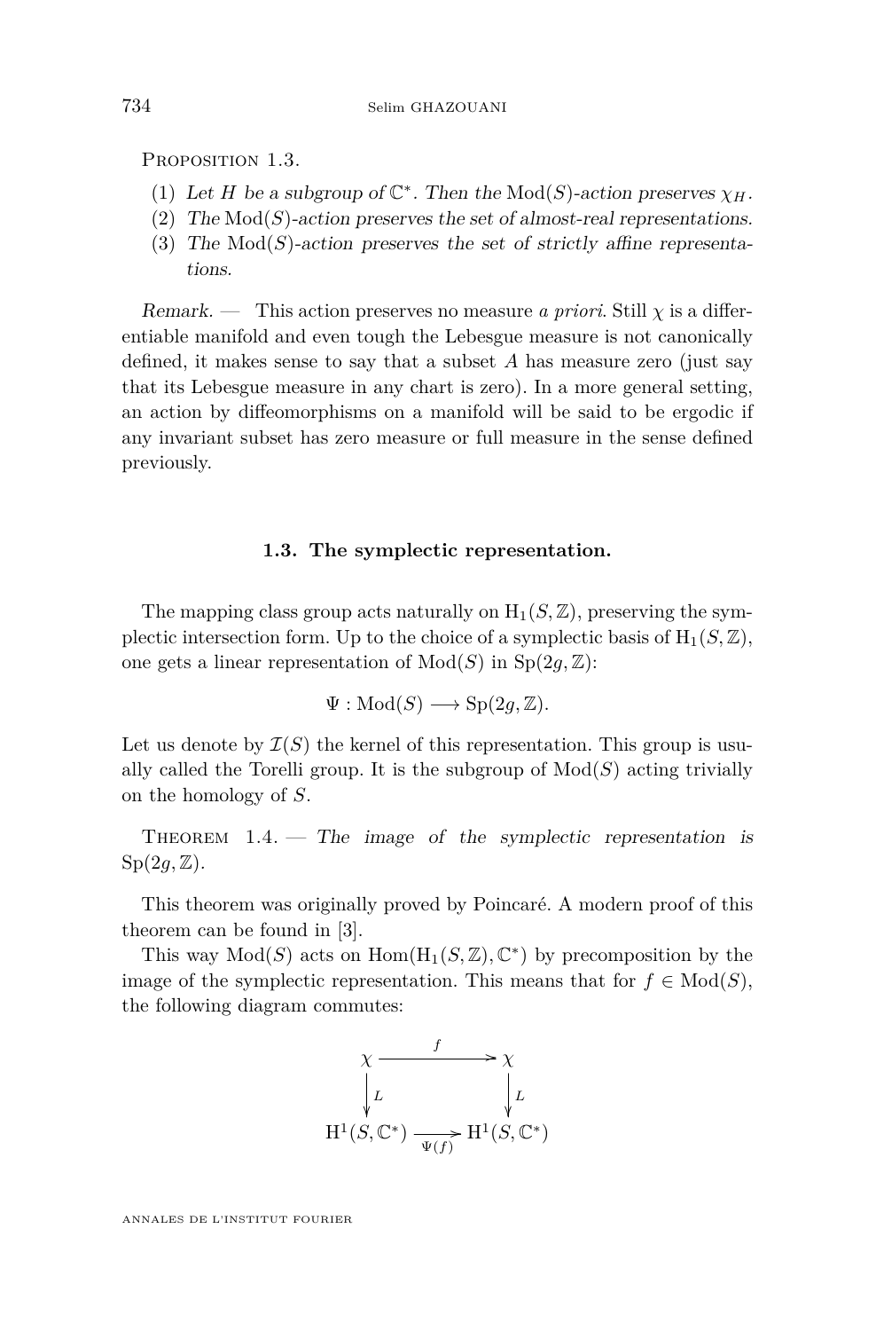Proposition 1.3.

1. *Let $H$ be a subgroup of $\mathbb{C}^*$. Then the* $\mathrm{Mod}(S)$*-action preserves* $\chi_H$.
2. *The* $\mathrm{Mod}(S)$*-action preserves the set of almost-real representations.*
3. *The* $\mathrm{Mod}(S)$*-action preserves the set of strictly affine representations.*

*Remark.* — This action preserves no measure *a priori*. Still $\chi$ is a differentiable manifold and even tough the Lebesgue measure is not canonically defined, it makes sense to say that a subset $A$ has measure zero (just say that its Lebesgue measure in any chart is zero). In a more general setting, an action by diffeomorphisms on a manifold will be said to be ergodic if any invariant subset has zero measure or full measure in the sense defined previously.

### 1.3. The symplectic representation.

The mapping class group acts naturally on $\mathrm{H}_1(S,\mathbb{Z})$, preserving the symplectic intersection form. Up to the choice of a symplectic basis of $\mathrm{H}_1(S,\mathbb{Z})$, one gets a linear representation of $\mathrm{Mod}(S)$ in $\mathrm{Sp}(2g,\mathbb{Z})$:

$$\Psi : \mathrm{Mod}(S) \longrightarrow \mathrm{Sp}(2g,\mathbb{Z}).$$

Let us denote by $\mathcal{I}(S)$ the kernel of this representation. This group is usually called the Torelli group. It is the subgroup of $\mathrm{Mod}(S)$ acting trivially on the homology of $S$.

Theorem 1.4. — *The image of the symplectic representation is* $\mathrm{Sp}(2g,\mathbb{Z})$.

This theorem was originally proved by Poincaré. A modern proof of this theorem can be found in [3].

This way $\mathrm{Mod}(S)$ acts on $\mathrm{Hom}(\mathrm{H}_1(S,\mathbb{Z}),\mathbb{C}^*)$ by precomposition by the image of the symplectic representation. This means that for $f \in \mathrm{Mod}(S)$, the following diagram commutes:

$$\begin{array}{ccc}
\chi & \xrightarrow{\ f\ } & \chi \\
\Big\downarrow L & & \Big\downarrow L \\
\mathrm{H}^1(S,\mathbb{C}^*) & \xrightarrow[\Psi(f)]{} & \mathrm{H}^1(S,\mathbb{C}^*)
\end{array}$$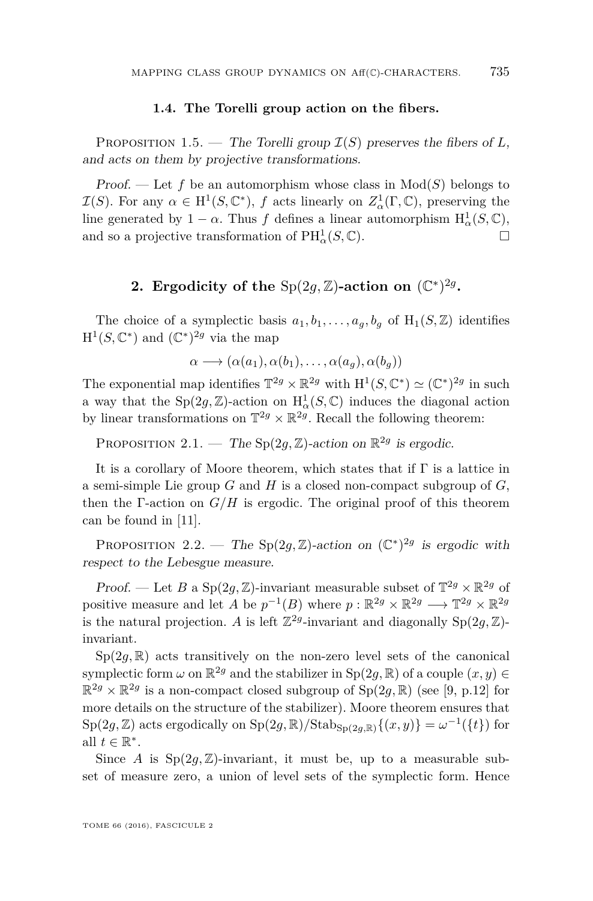### 1.4. The Torelli group action on the fibers.

Proposition 1.5. — *The Torelli group $\mathcal{I}(S)$ preserves the fibers of $L$, and acts on them by projective transformations.*

*Proof.* — Let $f$ be an automorphism whose class in $\mathrm{Mod}(S)$ belongs to $\mathcal{I}(S)$. For any $\alpha \in \mathrm{H}^1(S, \mathbb{C}^*)$, $f$ acts linearly on $Z^1_\alpha(\Gamma, \mathbb{C})$, preserving the line generated by $1 - \alpha$. Thus $f$ defines a linear automorphism $\mathrm{H}^1_\alpha(S, \mathbb{C})$, and so a projective transformation of $\mathrm{PH}^1_\alpha(S, \mathbb{C})$. □

## 2. Ergodicity of the $\mathrm{Sp}(2g, \mathbb{Z})$-action on $(\mathbb{C}^*)^{2g}$.

The choice of a symplectic basis $a_1, b_1, \ldots, a_g, b_g$ of $\mathrm{H}_1(S, \mathbb{Z})$ identifies $\mathrm{H}^1(S, \mathbb{C}^*)$ and $(\mathbb{C}^*)^{2g}$ via the map

$$\alpha \longrightarrow (\alpha(a_1), \alpha(b_1), \ldots, \alpha(a_g), \alpha(b_g))$$

The exponential map identifies $\mathbb{T}^{2g} \times \mathbb{R}^{2g}$ with $\mathrm{H}^1(S, \mathbb{C}^*) \simeq (\mathbb{C}^*)^{2g}$ in such a way that the $\mathrm{Sp}(2g, \mathbb{Z})$-action on $\mathrm{H}^1_\alpha(S, \mathbb{C})$ induces the diagonal action by linear transformations on $\mathbb{T}^{2g} \times \mathbb{R}^{2g}$. Recall the following theorem:

Proposition 2.1. — *The $\mathrm{Sp}(2g, \mathbb{Z})$-action on $\mathbb{R}^{2g}$ is ergodic.*

It is a corollary of Moore theorem, which states that if $\Gamma$ is a lattice in a semi-simple Lie group $G$ and $H$ is a closed non-compact subgroup of $G$, then the $\Gamma$-action on $G/H$ is ergodic. The original proof of this theorem can be found in [11].

Proposition 2.2. — *The $\mathrm{Sp}(2g, \mathbb{Z})$-action on $(\mathbb{C}^*)^{2g}$ is ergodic with respect to the Lebesgue measure.*

*Proof.* — Let $B$ a $\mathrm{Sp}(2g, \mathbb{Z})$-invariant measurable subset of $\mathbb{T}^{2g} \times \mathbb{R}^{2g}$ of positive measure and let $A$ be $p^{-1}(B)$ where $p : \mathbb{R}^{2g} \times \mathbb{R}^{2g} \longrightarrow \mathbb{T}^{2g} \times \mathbb{R}^{2g}$ is the natural projection. $A$ is left $\mathbb{Z}^{2g}$-invariant and diagonally $\mathrm{Sp}(2g, \mathbb{Z})$-invariant.

$\mathrm{Sp}(2g, \mathbb{R})$ acts transitively on the non-zero level sets of the canonical symplectic form $\omega$ on $\mathbb{R}^{2g}$ and the stabilizer in $\mathrm{Sp}(2g, \mathbb{R})$ of a couple $(x, y) \in \mathbb{R}^{2g} \times \mathbb{R}^{2g}$ is a non-compact closed subgroup of $\mathrm{Sp}(2g, \mathbb{R})$ (see [9, p.12] for more details on the structure of the stabilizer). Moore theorem ensures that $\mathrm{Sp}(2g, \mathbb{Z})$ acts ergodically on $\mathrm{Sp}(2g, \mathbb{R})/\mathrm{Stab}_{\mathrm{Sp}(2g,\mathbb{R})}\{(x, y)\} = \omega^{-1}(\{t\})$ for all $t \in \mathbb{R}^*$.

Since $A$ is $\mathrm{Sp}(2g, \mathbb{Z})$-invariant, it must be, up to a measurable subset of measure zero, a union of level sets of the symplectic form. Hence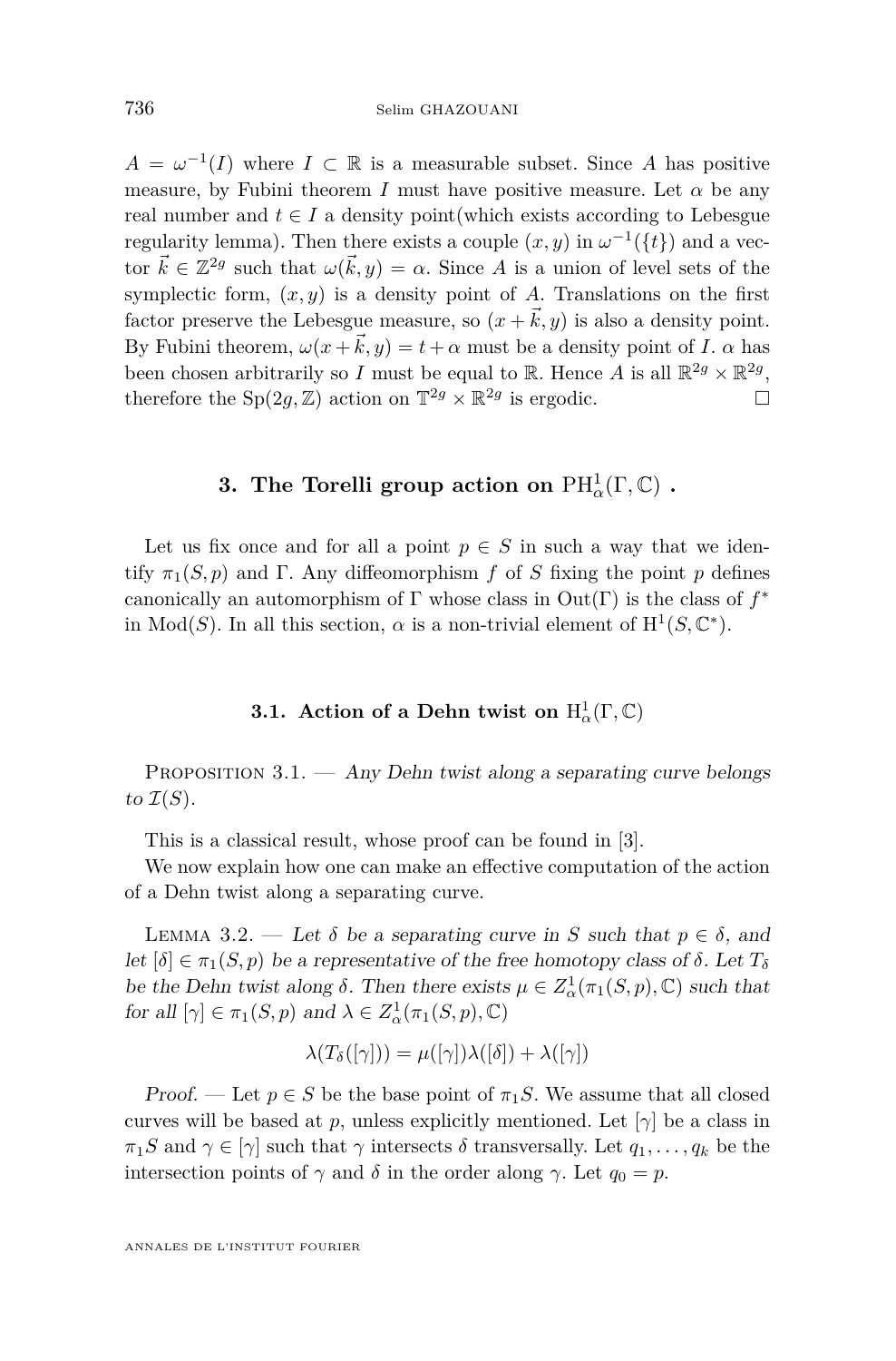$A = \omega^{-1}(I)$ where $I \subset \mathbb{R}$ is a measurable subset. Since $A$ has positive measure, by Fubini theorem $I$ must have positive measure. Let $\alpha$ be any real number and $t \in I$ a density point(which exists according to Lebesgue regularity lemma). Then there exists a couple $(x, y)$ in $\omega^{-1}(\{t\})$ and a vector $\vec{k} \in \mathbb{Z}^{2g}$ such that $\omega(\vec{k}, y) = \alpha$. Since $A$ is a union of level sets of the symplectic form, $(x, y)$ is a density point of $A$. Translations on the first factor preserve the Lebesgue measure, so $(x + \vec{k}, y)$ is also a density point. By Fubini theorem, $\omega(x + \vec{k}, y) = t + \alpha$ must be a density point of $I$. $\alpha$ has been chosen arbitrarily so $I$ must be equal to $\mathbb{R}$. Hence $A$ is all $\mathbb{R}^{2g} \times \mathbb{R}^{2g}$, therefore the $\mathrm{Sp}(2g, \mathbb{Z})$ action on $\mathbb{T}^{2g} \times \mathbb{R}^{2g}$ is ergodic. □

## 3. The Torelli group action on $\mathrm{PH}^1_\alpha(\Gamma, \mathbb{C})$ .

Let us fix once and for all a point $p \in S$ in such a way that we identify $\pi_1(S, p)$ and $\Gamma$. Any diffeomorphism $f$ of $S$ fixing the point $p$ defines canonically an automorphism of $\Gamma$ whose class in $\mathrm{Out}(\Gamma)$ is the class of $f^*$ in $\mathrm{Mod}(S)$. In all this section, $\alpha$ is a non-trivial element of $\mathrm{H}^1(S, \mathbb{C}^*)$.

### 3.1. Action of a Dehn twist on $\mathrm{H}^1_\alpha(\Gamma, \mathbb{C})$

Proposition 3.1. — *Any Dehn twist along a separating curve belongs to $\mathcal{I}(S)$.*

This is a classical result, whose proof can be found in [3].

We now explain how one can make an effective computation of the action of a Dehn twist along a separating curve.

Lemma 3.2. — *Let $\delta$ be a separating curve in $S$ such that $p \in \delta$, and let $[\delta] \in \pi_1(S, p)$ be a representative of the free homotopy class of $\delta$. Let $T_\delta$ be the Dehn twist along $\delta$. Then there exists $\mu \in Z^1_\alpha(\pi_1(S, p), \mathbb{C})$ such that for all $[\gamma] \in \pi_1(S, p)$ and $\lambda \in Z^1_\alpha(\pi_1(S, p), \mathbb{C})$*

$$\lambda(T_\delta([\gamma])) = \mu([\gamma])\lambda([\delta]) + \lambda([\gamma])$$

*Proof.* — Let $p \in S$ be the base point of $\pi_1 S$. We assume that all closed curves will be based at $p$, unless explicitly mentioned. Let $[\gamma]$ be a class in $\pi_1 S$ and $\gamma \in [\gamma]$ such that $\gamma$ intersects $\delta$ transversally. Let $q_1, \ldots, q_k$ be the intersection points of $\gamma$ and $\delta$ in the order along $\gamma$. Let $q_0 = p$.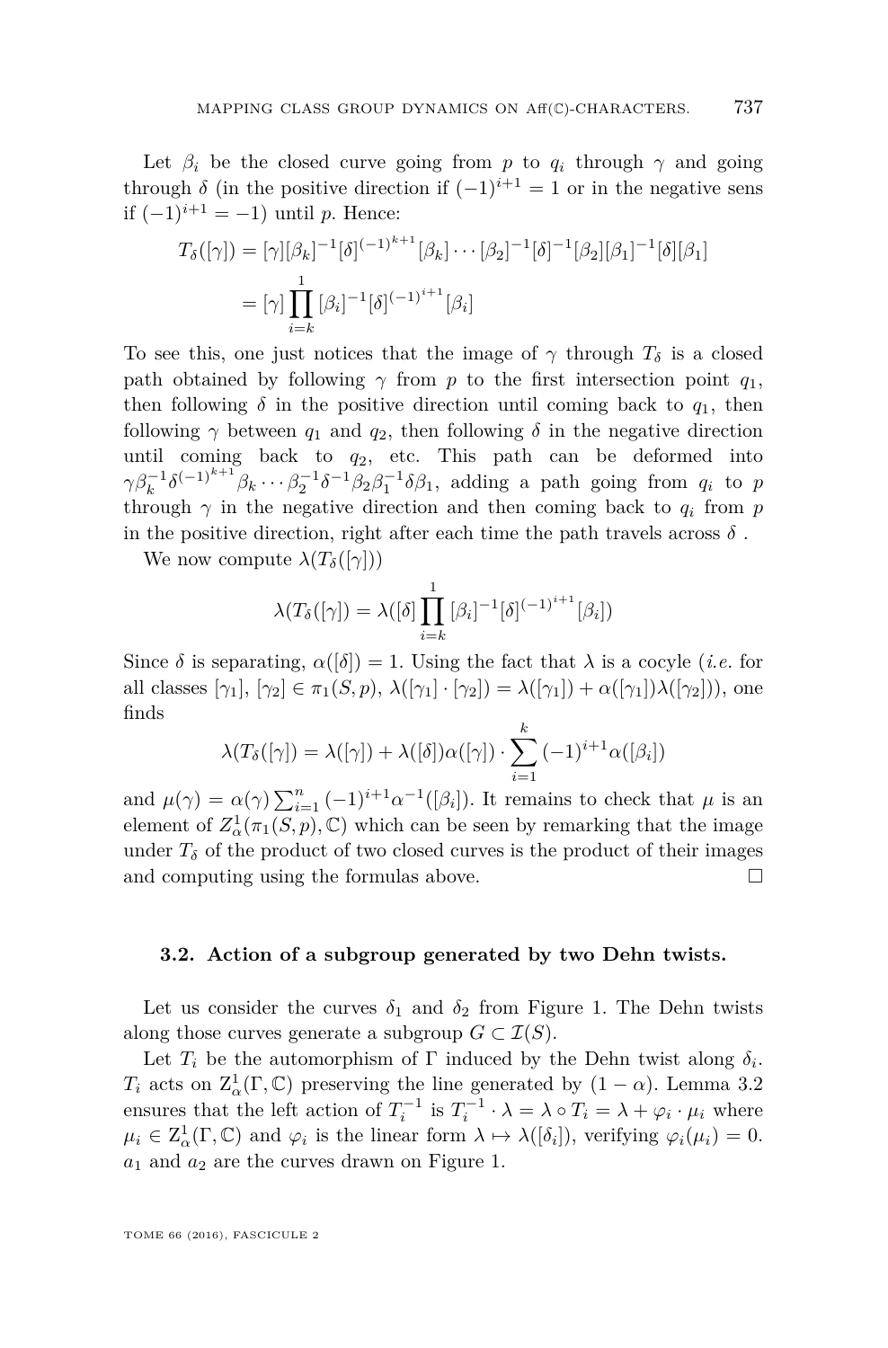Let $\beta_i$ be the closed curve going from $p$ to $q_i$ through $\gamma$ and going through $\delta$ (in the positive direction if $(-1)^{i+1} = 1$ or in the negative sens if $(-1)^{i+1} = -1$) until $p$. Hence:

$$\begin{aligned}
T_\delta([\gamma]) &= [\gamma][\beta_k]^{-1}[\delta]^{(-1)^{k+1}}[\beta_k]\cdots[\beta_2]^{-1}[\delta]^{-1}[\beta_2][\beta_1]^{-1}[\delta][\beta_1] \\
&= [\gamma]\prod_{i=k}^{1}[\beta_i]^{-1}[\delta]^{(-1)^{i+1}}[\beta_i]
\end{aligned}$$

To see this, one just notices that the image of $\gamma$ through $T_\delta$ is a closed path obtained by following $\gamma$ from $p$ to the first intersection point $q_1$, then following $\delta$ in the positive direction until coming back to $q_1$, then following $\gamma$ between $q_1$ and $q_2$, then following $\delta$ in the negative direction until coming back to $q_2$, etc. This path can be deformed into $\gamma\beta_k^{-1}\delta^{(-1)^{k+1}}\beta_k\cdots\beta_2^{-1}\delta^{-1}\beta_2\beta_1^{-1}\delta\beta_1$, adding a path going from $q_i$ to $p$ through $\gamma$ in the negative direction and then coming back to $q_i$ from $p$ in the positive direction, right after each time the path travels across $\delta$ .

We now compute $\lambda(T_\delta([\gamma]))$

$$\lambda(T_\delta([\gamma]) = \lambda([\delta]\prod_{i=k}^{1}[\beta_i]^{-1}[\delta]^{(-1)^{i+1}}[\beta_i])$$

Since $\delta$ is separating, $\alpha([\delta]) = 1$. Using the fact that $\lambda$ is a cocyle (*i.e.* for all classes $[\gamma_1]$, $[\gamma_2] \in \pi_1(S,p)$, $\lambda([\gamma_1]\cdot[\gamma_2]) = \lambda([\gamma_1]) + \alpha([\gamma_1])\lambda([\gamma_2])$), one finds

$$\lambda(T_\delta([\gamma]) = \lambda([\gamma]) + \lambda([\delta])\alpha([\gamma])\cdot\sum_{i=1}^{k}(-1)^{i+1}\alpha([\beta_i])$$

and $\mu(\gamma) = \alpha(\gamma)\sum_{i=1}^{n}(-1)^{i+1}\alpha^{-1}([\beta_i])$. It remains to check that $\mu$ is an element of $Z^1_\alpha(\pi_1(S,p),\mathbb{C})$ which can be seen by remarking that the image under $T_\delta$ of the product of two closed curves is the product of their images and computing using the formulas above. $\square$

### 3.2. Action of a subgroup generated by two Dehn twists.

Let us consider the curves $\delta_1$ and $\delta_2$ from Figure 1. The Dehn twists along those curves generate a subgroup $G \subset \mathcal{I}(S)$.

Let $T_i$ be the automorphism of $\Gamma$ induced by the Dehn twist along $\delta_i$. $T_i$ acts on $\mathrm{Z}^1_\alpha(\Gamma,\mathbb{C})$ preserving the line generated by $(1-\alpha)$. Lemma 3.2 ensures that the left action of $T_i^{-1}$ is $T_i^{-1}\cdot\lambda = \lambda\circ T_i = \lambda + \varphi_i\cdot\mu_i$ where $\mu_i \in \mathrm{Z}^1_\alpha(\Gamma,\mathbb{C})$ and $\varphi_i$ is the linear form $\lambda \mapsto \lambda([\delta_i])$, verifying $\varphi_i(\mu_i) = 0$. $a_1$ and $a_2$ are the curves drawn on Figure 1.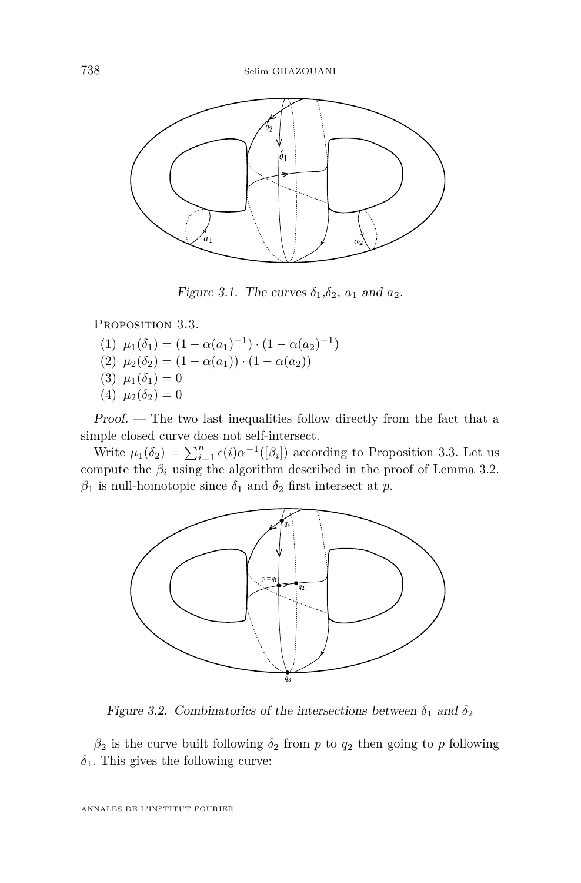Figure 3.1. The curves $\delta_1$,$\delta_2$, $a_1$ and $a_2$.

Proposition 3.3.

(1) $\mu_1(\delta_1) = (1-\alpha(a_1)^{-1}) \cdot (1-\alpha(a_2)^{-1})$

(2) $\mu_2(\delta_2) = (1-\alpha(a_1)) \cdot (1-\alpha(a_2))$

(3) $\mu_1(\delta_1) = 0$

(4) $\mu_2(\delta_2) = 0$

*Proof.* — The two last inequalities follow directly from the fact that a simple closed curve does not self-intersect.

Write $\mu_1(\delta_2) = \sum_{i=1}^{n} \epsilon(i)\alpha^{-1}([\beta_i])$ according to Proposition 3.3. Let us compute the $\beta_i$ using the algorithm described in the proof of Lemma 3.2. $\beta_1$ is null-homotopic since $\delta_1$ and $\delta_2$ first intersect at $p$.

Figure 3.2. Combinatorics of the intersections between $\delta_1$ and $\delta_2$

$\beta_2$ is the curve built following $\delta_2$ from $p$ to $q_2$ then going to $p$ following $\delta_1$. This gives the following curve: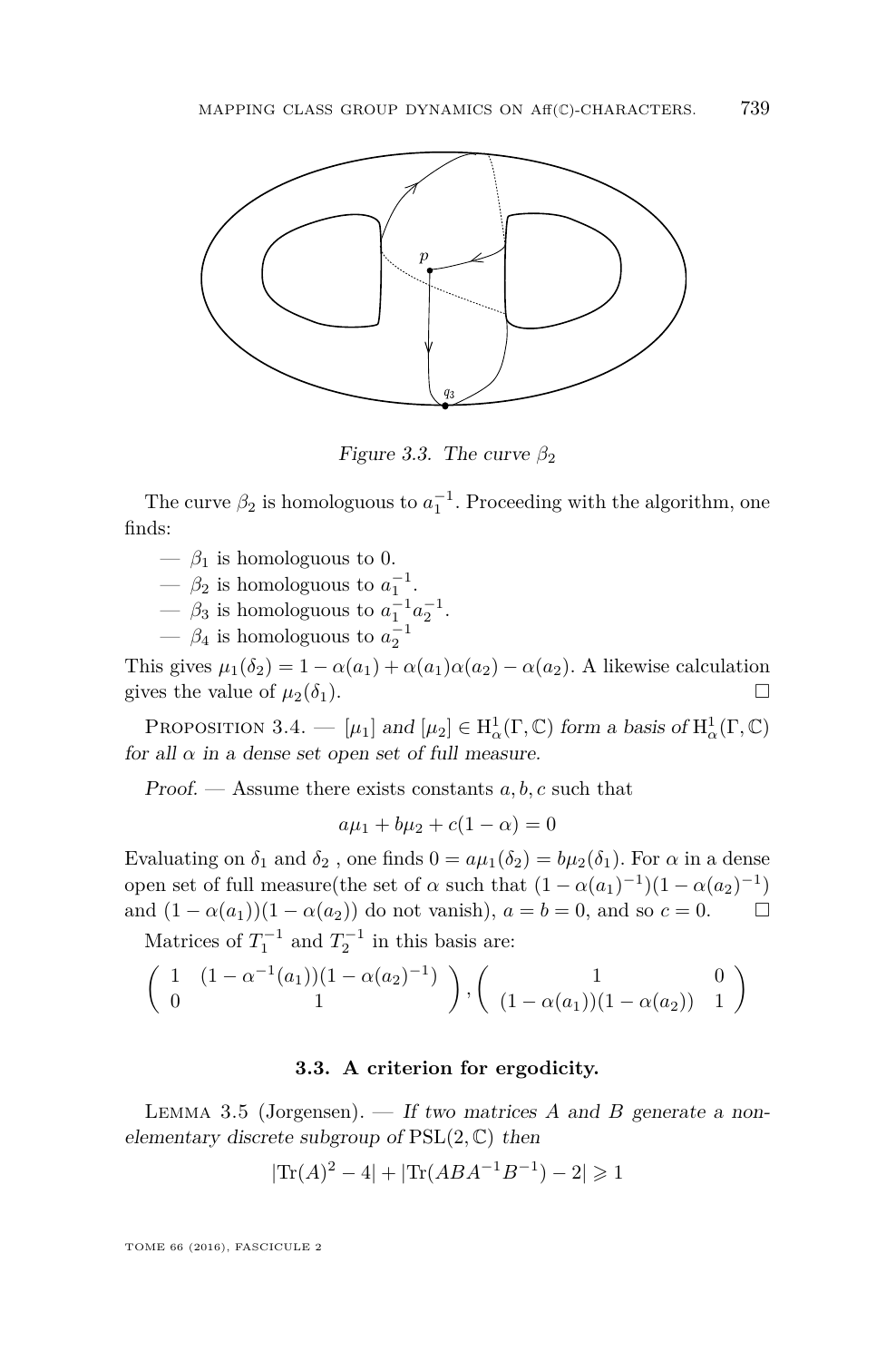*Figure 3.3. The curve $\beta_2$*

The curve $\beta_2$ is homologuous to $a_1^{-1}$. Proceeding with the algorithm, one finds:

- — $\beta_1$ is homologuous to 0.
- — $\beta_2$ is homologuous to $a_1^{-1}$.
- — $\beta_3$ is homologuous to $a_1^{-1}a_2^{-1}$.
- — $\beta_4$ is homologuous to $a_2^{-1}$

This gives $\mu_1(\delta_2) = 1 - \alpha(a_1) + \alpha(a_1)\alpha(a_2) - \alpha(a_2)$. A likewise calculation gives the value of $\mu_2(\delta_1)$. □

Proposition 3.4. — *$[\mu_1]$ and $[\mu_2] \in \mathrm{H}^1_\alpha(\Gamma, \mathbb{C})$ form a basis of $\mathrm{H}^1_\alpha(\Gamma, \mathbb{C})$ for all $\alpha$ in a dense set open set of full measure.*

*Proof.* — Assume there exists constants $a, b, c$ such that

$$a\mu_1 + b\mu_2 + c(1 - \alpha) = 0$$

Evaluating on $\delta_1$ and $\delta_2$ , one finds $0 = a\mu_1(\delta_2) = b\mu_2(\delta_1)$. For $\alpha$ in a dense open set of full measure(the set of $\alpha$ such that $(1-\alpha(a_1)^{-1})(1-\alpha(a_2)^{-1})$ and $(1 - \alpha(a_1))(1 - \alpha(a_2))$ do not vanish), $a = b = 0$, and so $c = 0$. □

Matrices of $T_1^{-1}$ and $T_2^{-1}$ in this basis are:

$$\begin{pmatrix} 1 & (1-\alpha^{-1}(a_1))(1-\alpha(a_2)^{-1}) \\ 0 & 1 \end{pmatrix}, \begin{pmatrix} 1 & 0 \\ (1-\alpha(a_1))(1-\alpha(a_2)) & 1 \end{pmatrix}$$

### 3.3. A criterion for ergodicity.

Lemma 3.5 (Jorgensen). — *If two matrices $A$ and $B$ generate a non-elementary discrete subgroup of $\mathrm{PSL}(2, \mathbb{C})$ then*

$$|\mathrm{Tr}(A)^2 - 4| + |\mathrm{Tr}(ABA^{-1}B^{-1}) - 2| \geqslant 1$$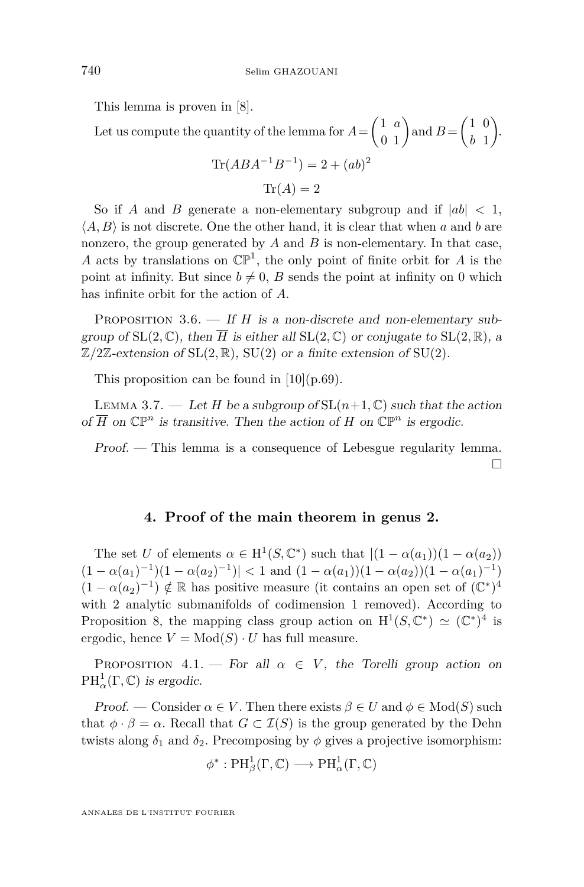This lemma is proven in [8].

Let us compute the quantity of the lemma for $A = \begin{pmatrix} 1 & a \\ 0 & 1 \end{pmatrix}$ and $B = \begin{pmatrix} 1 & 0 \\ b & 1 \end{pmatrix}$.

$$\mathrm{Tr}(ABA^{-1}B^{-1}) = 2 + (ab)^2$$

$$\mathrm{Tr}(A) = 2$$

So if $A$ and $B$ generate a non-elementary subgroup and if $|ab| < 1$, $\langle A, B \rangle$ is not discrete. One the other hand, it is clear that when $a$ and $b$ are nonzero, the group generated by $A$ and $B$ is non-elementary. In that case, $A$ acts by translations on $\mathbb{CP}^1$, the only point of finite orbit for $A$ is the point at infinity. But since $b \neq 0$, $B$ sends the point at infinity on 0 which has infinite orbit for the action of $A$.

Proposition 3.6. — *If $H$ is a non-discrete and non-elementary subgroup of $\mathrm{SL}(2, \mathbb{C})$, then $\overline{H}$ is either all $\mathrm{SL}(2, \mathbb{C})$ or conjugate to $\mathrm{SL}(2, \mathbb{R})$, a $\mathbb{Z}/2\mathbb{Z}$-extension of $\mathrm{SL}(2, \mathbb{R})$, $\mathrm{SU}(2)$ or a finite extension of $\mathrm{SU}(2)$.*

This proposition can be found in [10](p.69).

Lemma 3.7. — *Let $H$ be a subgroup of $\mathrm{SL}(n+1, \mathbb{C})$ such that the action of $\overline{H}$ on $\mathbb{CP}^n$ is transitive. Then the action of $H$ on $\mathbb{CP}^n$ is ergodic.*

*Proof.* — This lemma is a consequence of Lebesgue regularity lemma. □

## 4. Proof of the main theorem in genus 2.

The set $U$ of elements $\alpha \in \mathrm{H}^1(S, \mathbb{C}^*)$ such that $|(1 - \alpha(a_1))(1 - \alpha(a_2))(1 - \alpha(a_1)^{-1})(1 - \alpha(a_2)^{-1})| < 1$ and $(1 - \alpha(a_1))(1 - \alpha(a_2))(1 - \alpha(a_1)^{-1})(1 - \alpha(a_2)^{-1}) \notin \mathbb{R}$ has positive measure (it contains an open set of $(\mathbb{C}^*)^4$ with 2 analytic submanifolds of codimension 1 removed). According to Proposition 8, the mapping class group action on $\mathrm{H}^1(S, \mathbb{C}^*) \simeq (\mathbb{C}^*)^4$ is ergodic, hence $V = \mathrm{Mod}(S) \cdot U$ has full measure.

Proposition 4.1. — *For all $\alpha \in V$, the Torelli group action on $\mathrm{PH}^1_\alpha(\Gamma, \mathbb{C})$ is ergodic.*

*Proof.* — Consider $\alpha \in V$. Then there exists $\beta \in U$ and $\phi \in \mathrm{Mod}(S)$ such that $\phi \cdot \beta = \alpha$. Recall that $G \subset \mathcal{I}(S)$ is the group generated by the Dehn twists along $\delta_1$ and $\delta_2$. Precomposing by $\phi$ gives a projective isomorphism:

$$\phi^* : \mathrm{PH}^1_\beta(\Gamma, \mathbb{C}) \longrightarrow \mathrm{PH}^1_\alpha(\Gamma, \mathbb{C})$$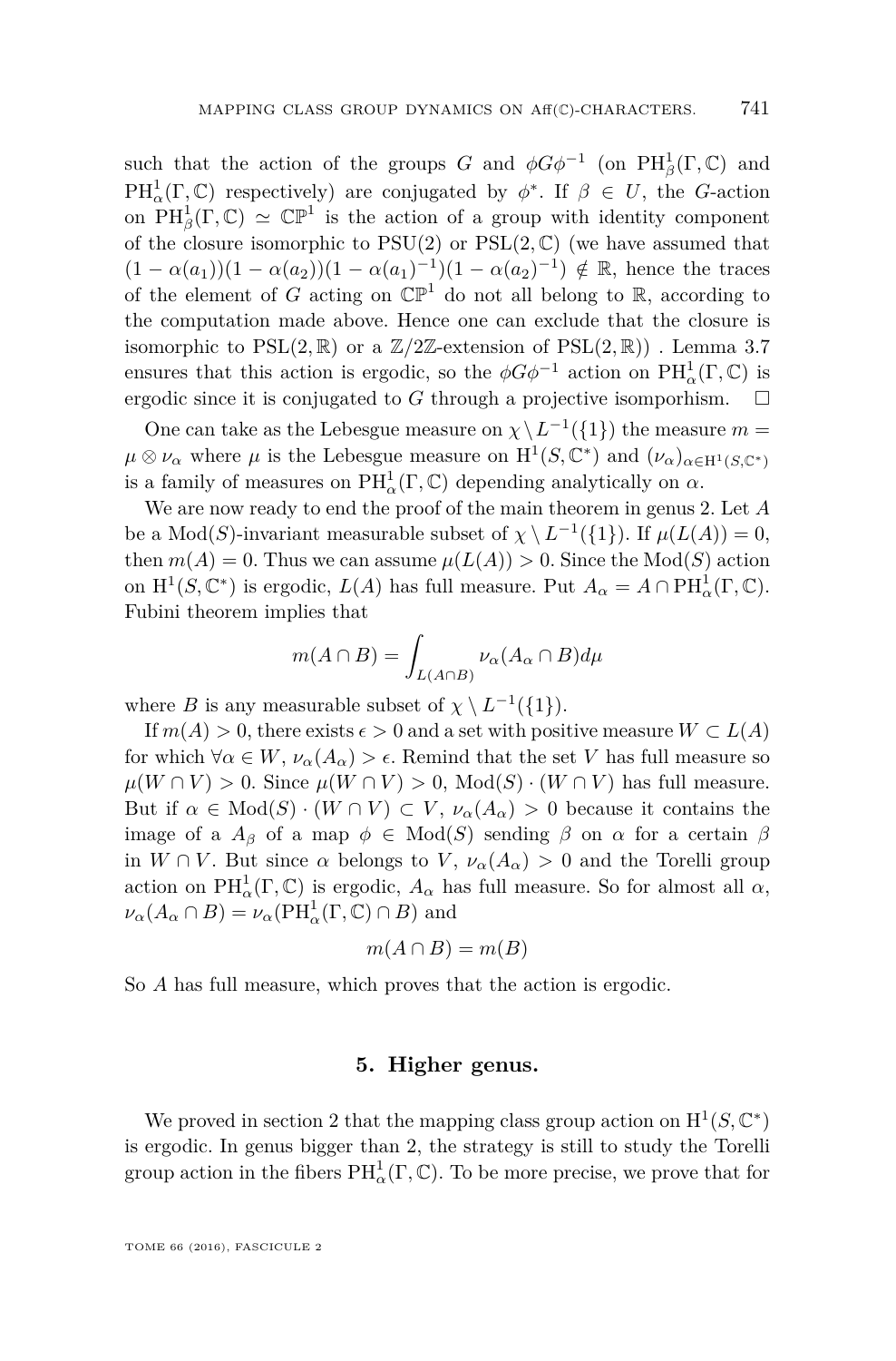such that the action of the groups $G$ and $\phi G \phi^{-1}$ (on $\mathrm{PH}^1_\beta(\Gamma, \mathbb{C})$ and $\mathrm{PH}^1_\alpha(\Gamma, \mathbb{C})$ respectively) are conjugated by $\phi^*$. If $\beta \in U$, the $G$-action on $\mathrm{PH}^1_\beta(\Gamma, \mathbb{C}) \simeq \mathbb{CP}^1$ is the action of a group with identity component of the closure isomorphic to $\mathrm{PSU}(2)$ or $\mathrm{PSL}(2, \mathbb{C})$ (we have assumed that $(1-\alpha(a_1))(1-\alpha(a_2))(1-\alpha(a_1)^{-1})(1-\alpha(a_2)^{-1}) \notin \mathbb{R}$, hence the traces of the element of $G$ acting on $\mathbb{CP}^1$ do not all belong to $\mathbb{R}$, according to the computation made above. Hence one can exclude that the closure is isomorphic to $\mathrm{PSL}(2, \mathbb{R})$ or a $\mathbb{Z}/2\mathbb{Z}$-extension of $\mathrm{PSL}(2, \mathbb{R})$) . Lemma 3.7 ensures that this action is ergodic, so the $\phi G \phi^{-1}$ action on $\mathrm{PH}^1_\alpha(\Gamma, \mathbb{C})$ is ergodic since it is conjugated to $G$ through a projective isomporhism. $\square$

One can take as the Lebesgue measure on $\chi \setminus L^{-1}(\{1\})$ the measure $m = \mu \otimes \nu_\alpha$ where $\mu$ is the Lebesgue measure on $\mathrm{H}^1(S, \mathbb{C}^*)$ and $(\nu_\alpha)_{\alpha \in \mathrm{H}^1(S, \mathbb{C}^*)}$ is a family of measures on $\mathrm{PH}^1_\alpha(\Gamma, \mathbb{C})$ depending analytically on $\alpha$.

We are now ready to end the proof of the main theorem in genus 2. Let $A$ be a $\mathrm{Mod}(S)$-invariant measurable subset of $\chi \setminus L^{-1}(\{1\})$. If $\mu(L(A)) = 0$, then $m(A) = 0$. Thus we can assume $\mu(L(A)) > 0$. Since the $\mathrm{Mod}(S)$ action on $\mathrm{H}^1(S, \mathbb{C}^*)$ is ergodic, $L(A)$ has full measure. Put $A_\alpha = A \cap \mathrm{PH}^1_\alpha(\Gamma, \mathbb{C})$. Fubini theorem implies that

$$m(A \cap B) = \int_{L(A \cap B)} \nu_\alpha(A_\alpha \cap B) d\mu$$

where $B$ is any measurable subset of $\chi \setminus L^{-1}(\{1\})$.

If $m(A) > 0$, there exists $\epsilon > 0$ and a set with positive measure $W \subset L(A)$ for which $\forall \alpha \in W$, $\nu_\alpha(A_\alpha) > \epsilon$. Remind that the set $V$ has full measure so $\mu(W \cap V) > 0$. Since $\mu(W \cap V) > 0$, $\mathrm{Mod}(S) \cdot (W \cap V)$ has full measure. But if $\alpha \in \mathrm{Mod}(S) \cdot (W \cap V) \subset V$, $\nu_\alpha(A_\alpha) > 0$ because it contains the image of a $A_\beta$ of a map $\phi \in \mathrm{Mod}(S)$ sending $\beta$ on $\alpha$ for a certain $\beta$ in $W \cap V$. But since $\alpha$ belongs to $V$, $\nu_\alpha(A_\alpha) > 0$ and the Torelli group action on $\mathrm{PH}^1_\alpha(\Gamma, \mathbb{C})$ is ergodic, $A_\alpha$ has full measure. So for almost all $\alpha$, $\nu_\alpha(A_\alpha \cap B) = \nu_\alpha(\mathrm{PH}^1_\alpha(\Gamma, \mathbb{C}) \cap B)$ and

$$m(A \cap B) = m(B)$$

So $A$ has full measure, which proves that the action is ergodic.

## 5. Higher genus.

We proved in section 2 that the mapping class group action on $\mathrm{H}^1(S, \mathbb{C}^*)$ is ergodic. In genus bigger than 2, the strategy is still to study the Torelli group action in the fibers $\mathrm{PH}^1_\alpha(\Gamma, \mathbb{C})$. To be more precise, we prove that for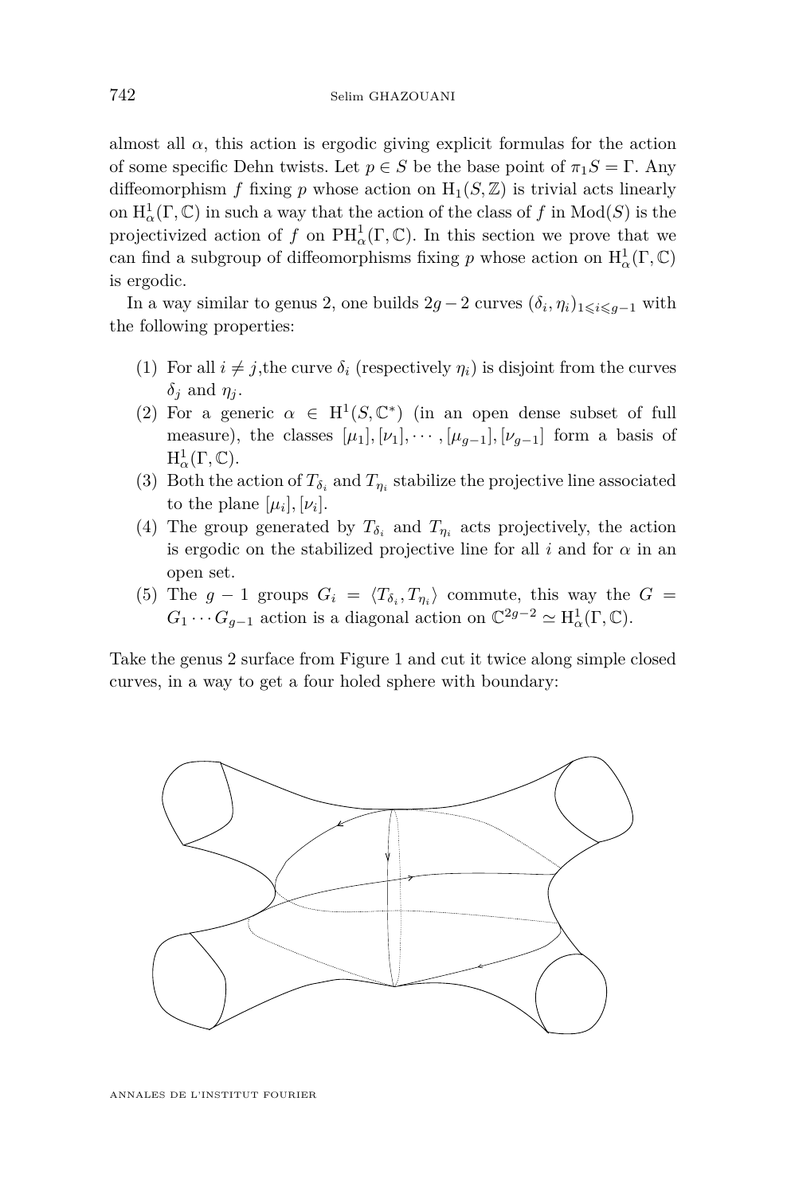almost all $\alpha$, this action is ergodic giving explicit formulas for the action of some specific Dehn twists. Let $p \in S$ be the base point of $\pi_1 S = \Gamma$. Any diffeomorphism $f$ fixing $p$ whose action on $\mathrm{H}_1(S,\mathbb{Z})$ is trivial acts linearly on $\mathrm{H}^1_\alpha(\Gamma,\mathbb{C})$ in such a way that the action of the class of $f$ in $\mathrm{Mod}(S)$ is the projectivized action of $f$ on $\mathrm{PH}^1_\alpha(\Gamma,\mathbb{C})$. In this section we prove that we can find a subgroup of diffeomorphisms fixing $p$ whose action on $\mathrm{H}^1_\alpha(\Gamma,\mathbb{C})$ is ergodic.

In a way similar to genus 2, one builds $2g-2$ curves $(\delta_i,\eta_i)_{1\leqslant i\leqslant g-1}$ with the following properties:

1. For all $i \neq j$,the curve $\delta_i$ (respectively $\eta_i$) is disjoint from the curves $\delta_j$ and $\eta_j$.
2. For a generic $\alpha \in \mathrm{H}^1(S,\mathbb{C}^*)$ (in an open dense subset of full measure), the classes $[\mu_1],[\nu_1],\cdots,[\mu_{g-1}],[\nu_{g-1}]$ form a basis of $\mathrm{H}^1_\alpha(\Gamma,\mathbb{C})$.
3. Both the action of $T_{\delta_i}$ and $T_{\eta_i}$ stabilize the projective line associated to the plane $[\mu_i],[\nu_i]$.
4. The group generated by $T_{\delta_i}$ and $T_{\eta_i}$ acts projectively, the action is ergodic on the stabilized projective line for all $i$ and for $\alpha$ in an open set.
5. The $g-1$ groups $G_i = \langle T_{\delta_i}, T_{\eta_i}\rangle$ commute, this way the $G = G_1\cdots G_{g-1}$ action is a diagonal action on $\mathbb{C}^{2g-2} \simeq \mathrm{H}^1_\alpha(\Gamma,\mathbb{C})$.

Take the genus 2 surface from Figure 1 and cut it twice along simple closed curves, in a way to get a four holed sphere with boundary: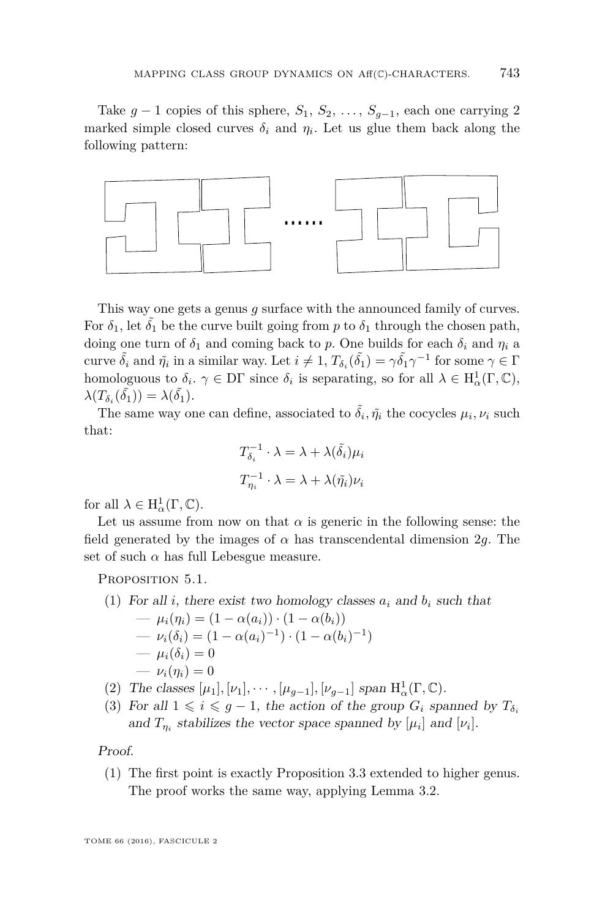Take $g-1$ copies of this sphere, $S_1, S_2, \ldots, S_{g-1}$, each one carrying 2 marked simple closed curves $\delta_i$ and $\eta_i$. Let us glue them back along the following pattern:

This way one gets a genus $g$ surface with the announced family of curves. For $\delta_1$, let $\tilde{\delta_1}$ be the curve built going from $p$ to $\delta_1$ through the chosen path, doing one turn of $\delta_1$ and coming back to $p$. One builds for each $\delta_i$ and $\eta_i$ a curve $\tilde{\delta_i}$ and $\tilde{\eta_i}$ in a similar way. Let $i \neq 1$, $T_{\delta_i}(\tilde{\delta_1}) = \gamma\tilde{\delta_1}\gamma^{-1}$ for some $\gamma \in \Gamma$ homologuous to $\delta_i$. $\gamma \in \mathrm{D}\Gamma$ since $\delta_i$ is separating, so for all $\lambda \in \mathrm{H}^1_\alpha(\Gamma, \mathbb{C})$, $\lambda(T_{\delta_i}(\tilde{\delta_1})) = \lambda(\tilde{\delta_1})$.

The same way one can define, associated to $\tilde{\delta_i}, \tilde{\eta_i}$ the cocycles $\mu_i, \nu_i$ such that:

$$T_{\delta_i}^{-1} \cdot \lambda = \lambda + \lambda(\tilde{\delta_i})\mu_i$$

$$T_{\eta_i}^{-1} \cdot \lambda = \lambda + \lambda(\tilde{\eta_i})\nu_i$$

for all $\lambda \in \mathrm{H}^1_\alpha(\Gamma, \mathbb{C})$.

Let us assume from now on that $\alpha$ is generic in the following sense: the field generated by the images of $\alpha$ has transcendental dimension $2g$. The set of such $\alpha$ has full Lebesgue measure.

Proposition 5.1.

1. *For all $i$, there exist two homology classes $a_i$ and $b_i$ such that*
   - $\mu_i(\eta_i) = (1-\alpha(a_i)) \cdot (1-\alpha(b_i))$
   - $\nu_i(\delta_i) = (1-\alpha(a_i)^{-1}) \cdot (1-\alpha(b_i)^{-1})$
   - $\mu_i(\delta_i) = 0$
   - $\nu_i(\eta_i) = 0$
2. *The classes $[\mu_1], [\nu_1], \cdots, [\mu_{g-1}], [\nu_{g-1}]$ span $\mathrm{H}^1_\alpha(\Gamma, \mathbb{C})$.*
3. *For all $1 \leqslant i \leqslant g-1$, the action of the group $G_i$ spanned by $T_{\delta_i}$ and $T_{\eta_i}$ stabilizes the vector space spanned by $[\mu_i]$ and $[\nu_i]$.*

*Proof.*

1. The first point is exactly Proposition 3.3 extended to higher genus. The proof works the same way, applying Lemma 3.2.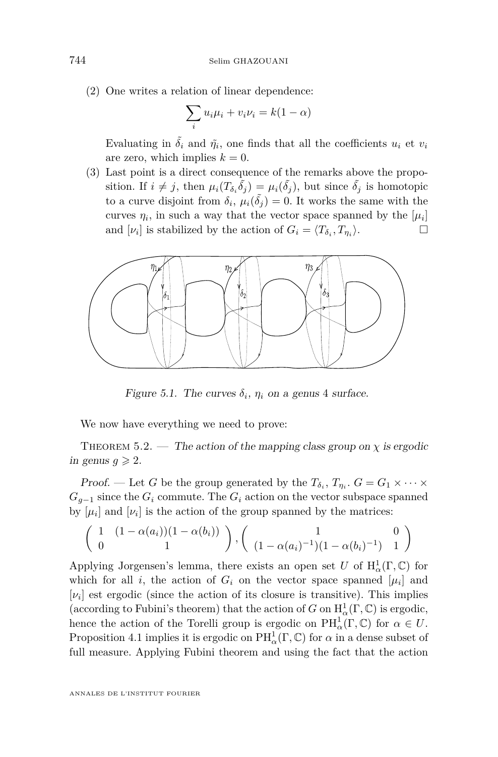(2) One writes a relation of linear dependence:

$$\sum_i u_i\mu_i + v_i\nu_i = k(1-\alpha)$$

Evaluating in $\tilde{\delta_i}$ and $\tilde{\eta_i}$, one finds that all the coefficients $u_i$ et $v_i$ are zero, which implies $k = 0$.

(3) Last point is a direct consequence of the remarks above the proposition. If $i \neq j$, then $\mu_i(T_{\delta_i}\tilde{\delta_j}) = \mu_i(\tilde{\delta_j})$, but since $\tilde{\delta_j}$ is homotopic to a curve disjoint from $\delta_i$, $\mu_i(\tilde{\delta_j}) = 0$. It works the same with the curves $\eta_i$, in such a way that the vector space spanned by the $[\mu_i]$ and $[\nu_i]$ is stabilized by the action of $G_i = \langle T_{\delta_i}, T_{\eta_i}\rangle$. □

*Figure 5.1. The curves $\delta_i$, $\eta_i$ on a genus 4 surface.*

We now have everything we need to prove:

Theorem 5.2. — *The action of the mapping class group on $\chi$ is ergodic in genus $g \geqslant 2$.*

*Proof.* — Let $G$ be the group generated by the $T_{\delta_i}$, $T_{\eta_i}$. $G = G_1 \times \cdots \times G_{g-1}$ since the $G_i$ commute. The $G_i$ action on the vector subspace spanned by $[\mu_i]$ and $[\nu_i]$ is the action of the group spanned by the matrices:

$$\begin{pmatrix} 1 & (1-\alpha(a_i))(1-\alpha(b_i)) \\ 0 & 1 \end{pmatrix}, \begin{pmatrix} 1 & 0 \\ (1-\alpha(a_i)^{-1})(1-\alpha(b_i)^{-1}) & 1 \end{pmatrix}$$

Applying Jorgensen's lemma, there exists an open set $U$ of $\mathrm{H}^1_\alpha(\Gamma,\mathbb{C})$ for which for all $i$, the action of $G_i$ on the vector space spanned $[\mu_i]$ and $[\nu_i]$ est ergodic (since the action of its closure is transitive). This implies (according to Fubini's theorem) that the action of $G$ on $\mathrm{H}^1_\alpha(\Gamma,\mathbb{C})$ is ergodic, hence the action of the Torelli group is ergodic on $\mathrm{PH}^1_\alpha(\Gamma,\mathbb{C})$ for $\alpha \in U$. Proposition 4.1 implies it is ergodic on $\mathrm{PH}^1_\alpha(\Gamma,\mathbb{C})$ for $\alpha$ in a dense subset of full measure. Applying Fubini theorem and using the fact that the action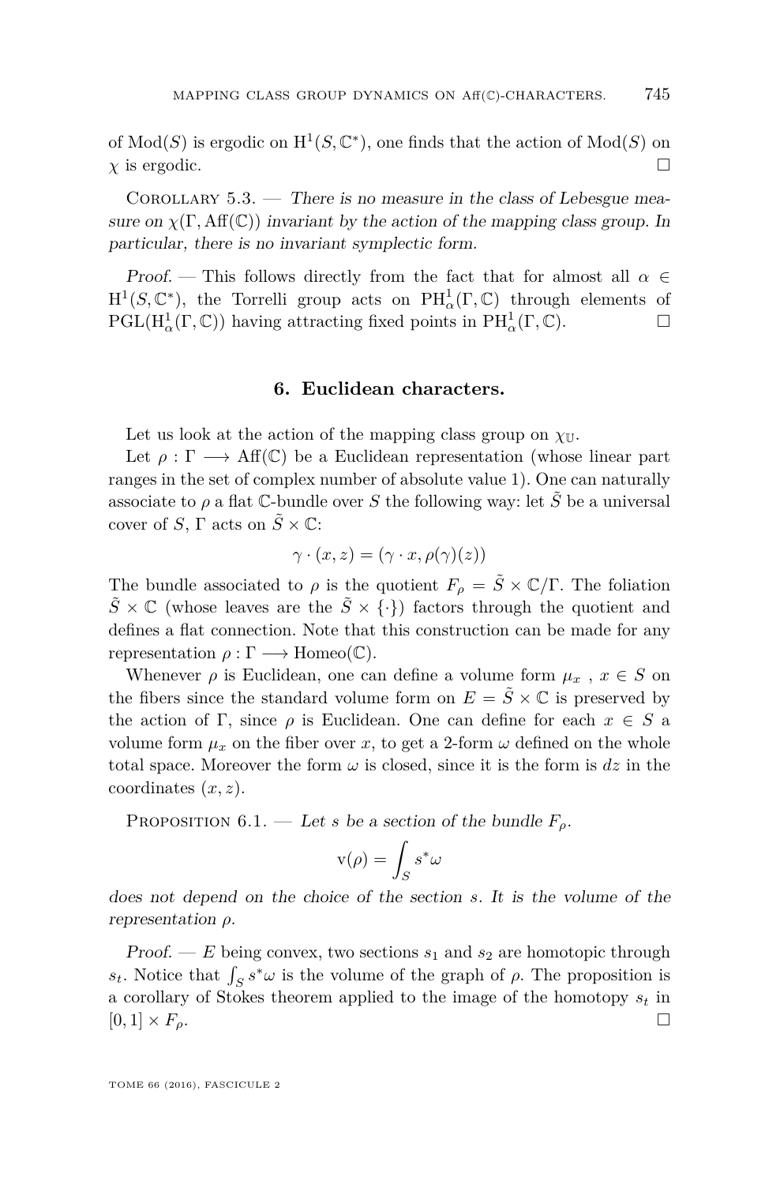of $\mathrm{Mod}(S)$ is ergodic on $\mathrm{H}^1(S, \mathbb{C}^*)$, one finds that the action of $\mathrm{Mod}(S)$ on $\chi$ is ergodic. □

Corollary 5.3. — *There is no measure in the class of Lebesgue measure on $\chi(\Gamma, \mathrm{Aff}(\mathbb{C}))$ invariant by the action of the mapping class group. In particular, there is no invariant symplectic form.*

*Proof.* — This follows directly from the fact that for almost all $\alpha \in \mathrm{H}^1(S, \mathbb{C}^*)$, the Torrelli group acts on $\mathrm{PH}^1_\alpha(\Gamma, \mathbb{C})$ through elements of $\mathrm{PGL}(\mathrm{H}^1_\alpha(\Gamma, \mathbb{C}))$ having attracting fixed points in $\mathrm{PH}^1_\alpha(\Gamma, \mathbb{C})$. □

## 6. Euclidean characters.

Let us look at the action of the mapping class group on $\chi_{\mathbb{U}}$.

Let $\rho : \Gamma \longrightarrow \mathrm{Aff}(\mathbb{C})$ be a Euclidean representation (whose linear part ranges in the set of complex number of absolute value 1). One can naturally associate to $\rho$ a flat $\mathbb{C}$-bundle over $S$ the following way: let $\tilde{S}$ be a universal cover of $S$, $\Gamma$ acts on $\tilde{S} \times \mathbb{C}$:

$$\gamma \cdot (x, z) = (\gamma \cdot x, \rho(\gamma)(z))$$

The bundle associated to $\rho$ is the quotient $F_\rho = \tilde{S} \times \mathbb{C}/\Gamma$. The foliation $\tilde{S} \times \mathbb{C}$ (whose leaves are the $\tilde{S} \times \{\cdot\}$) factors through the quotient and defines a flat connection. Note that this construction can be made for any representation $\rho : \Gamma \longrightarrow \mathrm{Homeo}(\mathbb{C})$.

Whenever $\rho$ is Euclidean, one can define a volume form $\mu_x$ , $x \in S$ on the fibers since the standard volume form on $E = \tilde{S} \times \mathbb{C}$ is preserved by the action of $\Gamma$, since $\rho$ is Euclidean. One can define for each $x \in S$ a volume form $\mu_x$ on the fiber over $x$, to get a 2-form $\omega$ defined on the whole total space. Moreover the form $\omega$ is closed, since it is the form is $dz$ in the coordinates $(x, z)$.

Proposition 6.1. — *Let $s$ be a section of the bundle $F_\rho$.*

$$\mathrm{v}(\rho) = \int_S s^*\omega$$

*does not depend on the choice of the section $s$. It is the volume of the representation $\rho$.*

*Proof.* — $E$ being convex, two sections $s_1$ and $s_2$ are homotopic through $s_t$. Notice that $\int_S s^*\omega$ is the volume of the graph of $\rho$. The proposition is a corollary of Stokes theorem applied to the image of the homotopy $s_t$ in $[0, 1] \times F_\rho$. □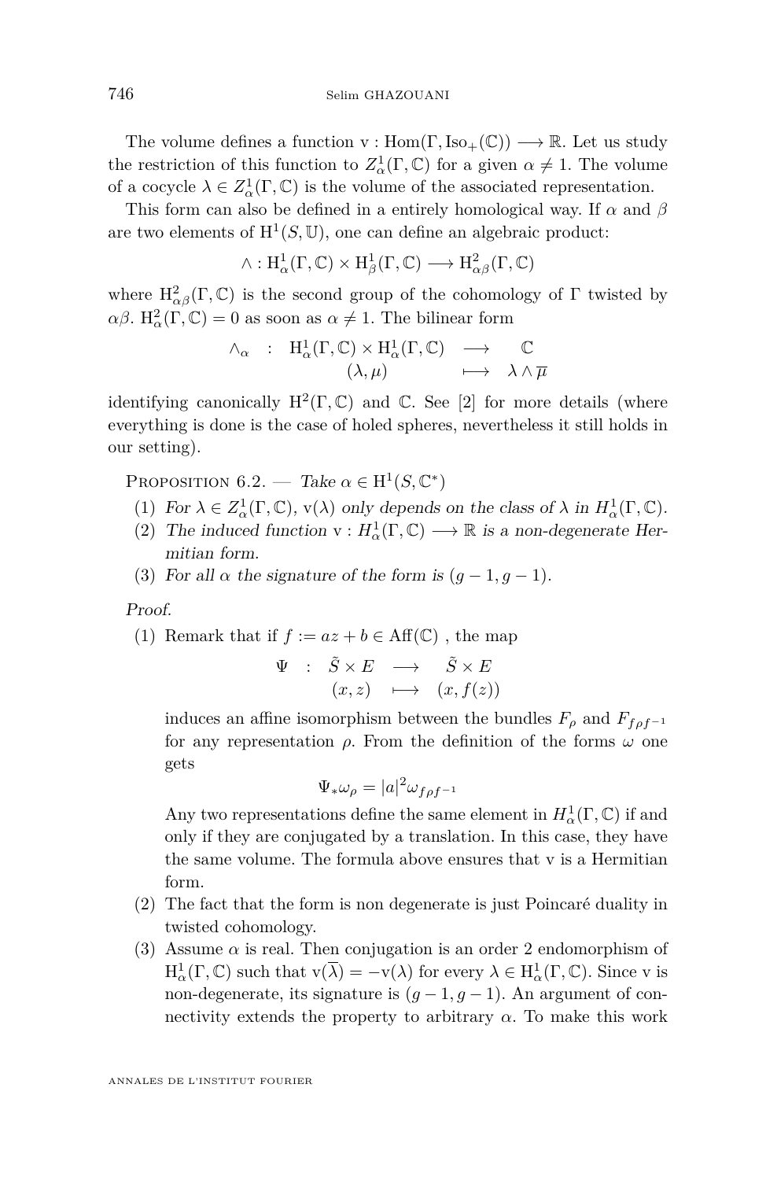The volume defines a function $\mathrm{v} : \mathrm{Hom}(\Gamma, \mathrm{Iso}_+(\mathbb{C})) \longrightarrow \mathbb{R}$. Let us study the restriction of this function to $Z^1_\alpha(\Gamma, \mathbb{C})$ for a given $\alpha \neq 1$. The volume of a cocycle $\lambda \in Z^1_\alpha(\Gamma, \mathbb{C})$ is the volume of the associated representation.

This form can also be defined in a entirely homological way. If $\alpha$ and $\beta$ are two elements of $\mathrm{H}^1(S, \mathbb{U})$, one can define an algebraic product:

$$\wedge : \mathrm{H}^1_\alpha(\Gamma, \mathbb{C}) \times \mathrm{H}^1_\beta(\Gamma, \mathbb{C}) \longrightarrow \mathrm{H}^2_{\alpha\beta}(\Gamma, \mathbb{C})$$

where $\mathrm{H}^2_{\alpha\beta}(\Gamma, \mathbb{C})$ is the second group of the cohomology of $\Gamma$ twisted by $\alpha\beta$. $\mathrm{H}^2_\alpha(\Gamma, \mathbb{C}) = 0$ as soon as $\alpha \neq 1$. The bilinear form

$$\begin{array}{cccc} \wedge_\alpha & : & \mathrm{H}^1_\alpha(\Gamma, \mathbb{C}) \times \mathrm{H}^1_\alpha(\Gamma, \mathbb{C}) & \longrightarrow & \mathbb{C} \\ & & (\lambda, \mu) & \longmapsto & \lambda \wedge \overline{\mu} \end{array}$$

identifying canonically $\mathrm{H}^2(\Gamma, \mathbb{C})$ and $\mathbb{C}$. See [2] for more details (where everything is done is the case of holed spheres, nevertheless it still holds in our setting).

Proposition 6.2. — *Take $\alpha \in \mathrm{H}^1(S, \mathbb{C}^*)$*

1. *For $\lambda \in Z^1_\alpha(\Gamma, \mathbb{C})$, $\mathrm{v}(\lambda)$ only depends on the class of $\lambda$ in $H^1_\alpha(\Gamma, \mathbb{C})$.*
2. *The induced function $\mathrm{v} : H^1_\alpha(\Gamma, \mathbb{C}) \longrightarrow \mathbb{R}$ is a non-degenerate Hermitian form.*
3. *For all $\alpha$ the signature of the form is $(g-1, g-1)$.*

*Proof.*

1. Remark that if $f := az + b \in \mathrm{Aff}(\mathbb{C})$ , the map

   $$\begin{array}{cccc} \Psi & : & \tilde{S} \times E & \longrightarrow & \tilde{S} \times E \\ & & (x, z) & \longmapsto & (x, f(z)) \end{array}$$

   induces an affine isomorphism between the bundles $F_\rho$ and $F_{f\rho f^{-1}}$ for any representation $\rho$. From the definition of the forms $\omega$ one gets

   $$\Psi_* \omega_\rho = |a|^2 \omega_{f\rho f^{-1}}$$

   Any two representations define the same element in $H^1_\alpha(\Gamma, \mathbb{C})$ if and only if they are conjugated by a translation. In this case, they have the same volume. The formula above ensures that v is a Hermitian form.
2. The fact that the form is non degenerate is just Poincaré duality in twisted cohomology.
3. Assume $\alpha$ is real. Then conjugation is an order 2 endomorphism of $\mathrm{H}^1_\alpha(\Gamma, \mathbb{C})$ such that $\mathrm{v}(\overline{\lambda}) = -\mathrm{v}(\lambda)$ for every $\lambda \in \mathrm{H}^1_\alpha(\Gamma, \mathbb{C})$. Since v is non-degenerate, its signature is $(g-1, g-1)$. An argument of connectivity extends the property to arbitrary $\alpha$. To make this work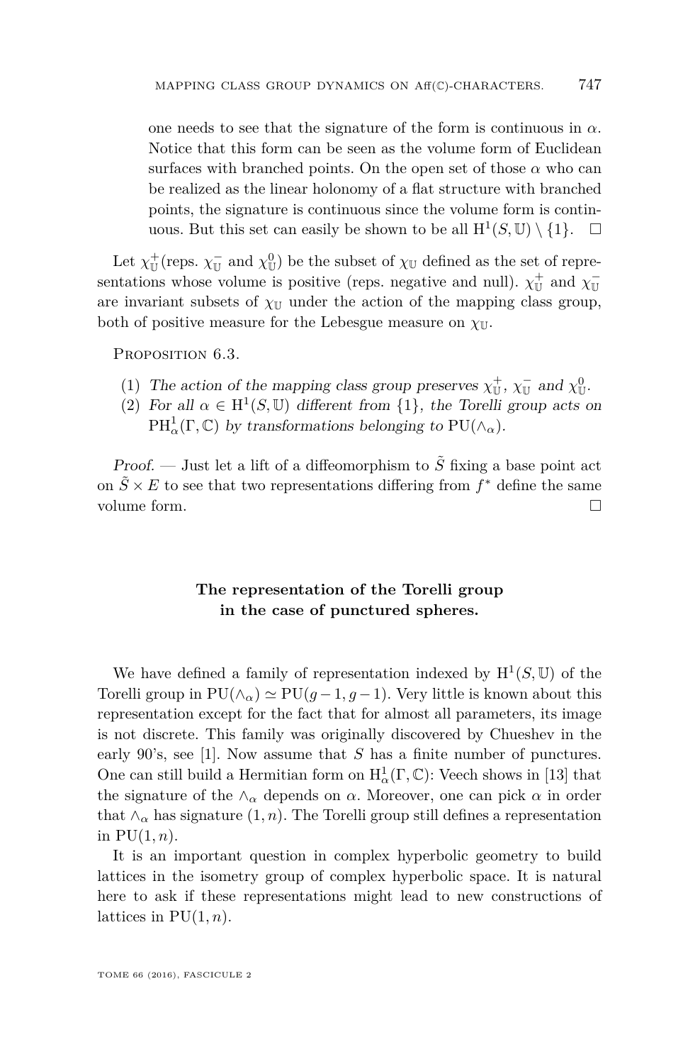one needs to see that the signature of the form is continuous in $\alpha$. Notice that this form can be seen as the volume form of Euclidean surfaces with branched points. On the open set of those $\alpha$ who can be realized as the linear holonomy of a flat structure with branched points, the signature is continuous since the volume form is continuous. But this set can easily be shown to be all $\mathrm{H}^1(S, \mathbb{U}) \setminus \{1\}$. $\square$

Let $\chi_{\mathbb{U}}^+$(reps. $\chi_{\mathbb{U}}^-$ and $\chi_{\mathbb{U}}^0$) be the subset of $\chi_{\mathbb{U}}$ defined as the set of representations whose volume is positive (reps. negative and null). $\chi_{\mathbb{U}}^+$ and $\chi_{\mathbb{U}}^-$ are invariant subsets of $\chi_{\mathbb{U}}$ under the action of the mapping class group, both of positive measure for the Lebesgue measure on $\chi_{\mathbb{U}}$.

Proposition 6.3.

(1) *The action of the mapping class group preserves* $\chi_{\mathbb{U}}^+$, $\chi_{\mathbb{U}}^-$ *and* $\chi_{\mathbb{U}}^0$.
(2) *For all* $\alpha \in \mathrm{H}^1(S, \mathbb{U})$ *different from* $\{1\}$, *the Torelli group acts on* $\mathrm{PH}^1_\alpha(\Gamma, \mathbb{C})$ *by transformations belonging to* $\mathrm{PU}(\wedge_\alpha)$.

*Proof.* — Just let a lift of a diffeomorphism to $\tilde{S}$ fixing a base point act on $\tilde{S} \times E$ to see that two representations differing from $f^*$ define the same volume form. $\square$

## The representation of the Torelli group in the case of punctured spheres.

We have defined a family of representation indexed by $\mathrm{H}^1(S, \mathbb{U})$ of the Torelli group in $\mathrm{PU}(\wedge_\alpha) \simeq \mathrm{PU}(g-1, g-1)$. Very little is known about this representation except for the fact that for almost all parameters, its image is not discrete. This family was originally discovered by Chueshev in the early 90's, see [1]. Now assume that $S$ has a finite number of punctures. One can still build a Hermitian form on $\mathrm{H}^1_\alpha(\Gamma, \mathbb{C})$: Veech shows in [13] that the signature of the $\wedge_\alpha$ depends on $\alpha$. Moreover, one can pick $\alpha$ in order that $\wedge_\alpha$ has signature $(1, n)$. The Torelli group still defines a representation in $\mathrm{PU}(1, n)$.

It is an important question in complex hyperbolic geometry to build lattices in the isometry group of complex hyperbolic space. It is natural here to ask if these representations might lead to new constructions of lattices in $\mathrm{PU}(1, n)$.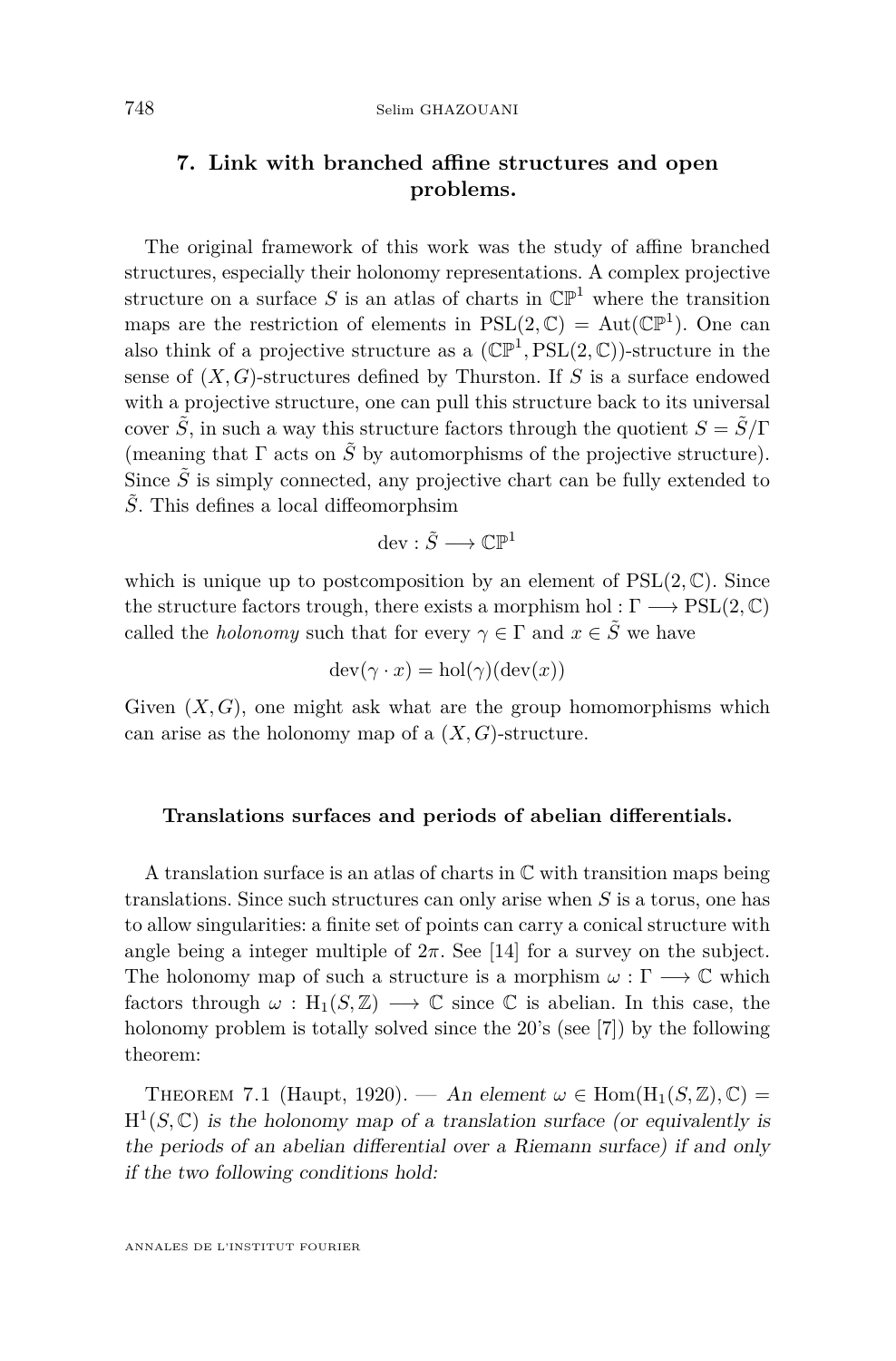## 7. Link with branched affine structures and open problems.

The original framework of this work was the study of affine branched structures, especially their holonomy representations. A complex projective structure on a surface $S$ is an atlas of charts in $\mathbb{CP}^1$ where the transition maps are the restriction of elements in $\mathrm{PSL}(2,\mathbb{C}) = \mathrm{Aut}(\mathbb{CP}^1)$. One can also think of a projective structure as a $(\mathbb{CP}^1, \mathrm{PSL}(2,\mathbb{C}))$-structure in the sense of $(X,G)$-structures defined by Thurston. If $S$ is a surface endowed with a projective structure, one can pull this structure back to its universal cover $\tilde{S}$, in such a way this structure factors through the quotient $S = \tilde{S}/\Gamma$ (meaning that $\Gamma$ acts on $\tilde{S}$ by automorphisms of the projective structure). Since $\tilde{S}$ is simply connected, any projective chart can be fully extended to $\tilde{S}$. This defines a local diffeomorphsim

$$\mathrm{dev} : \tilde{S} \longrightarrow \mathbb{CP}^1$$

which is unique up to postcomposition by an element of $\mathrm{PSL}(2,\mathbb{C})$. Since the structure factors trough, there exists a morphism $\mathrm{hol} : \Gamma \longrightarrow \mathrm{PSL}(2,\mathbb{C})$ called the *holonomy* such that for every $\gamma \in \Gamma$ and $x \in \tilde{S}$ we have

$$\mathrm{dev}(\gamma \cdot x) = \mathrm{hol}(\gamma)(\mathrm{dev}(x))$$

Given $(X,G)$, one might ask what are the group homomorphisms which can arise as the holonomy map of a $(X,G)$-structure.

#### Translations surfaces and periods of abelian differentials.

A translation surface is an atlas of charts in $\mathbb{C}$ with transition maps being translations. Since such structures can only arise when $S$ is a torus, one has to allow singularities: a finite set of points can carry a conical structure with angle being a integer multiple of $2\pi$. See [14] for a survey on the subject. The holonomy map of such a structure is a morphism $\omega : \Gamma \longrightarrow \mathbb{C}$ which factors through $\omega : \mathrm{H}_1(S,\mathbb{Z}) \longrightarrow \mathbb{C}$ since $\mathbb{C}$ is abelian. In this case, the holonomy problem is totally solved since the 20's (see [7]) by the following theorem:

Theorem 7.1 (Haupt, 1920). — *An element $\omega \in \mathrm{Hom}(\mathrm{H}_1(S,\mathbb{Z}),\mathbb{C}) = \mathrm{H}^1(S,\mathbb{C})$ is the holonomy map of a translation surface (or equivalently is the periods of an abelian differential over a Riemann surface) if and only if the two following conditions hold:*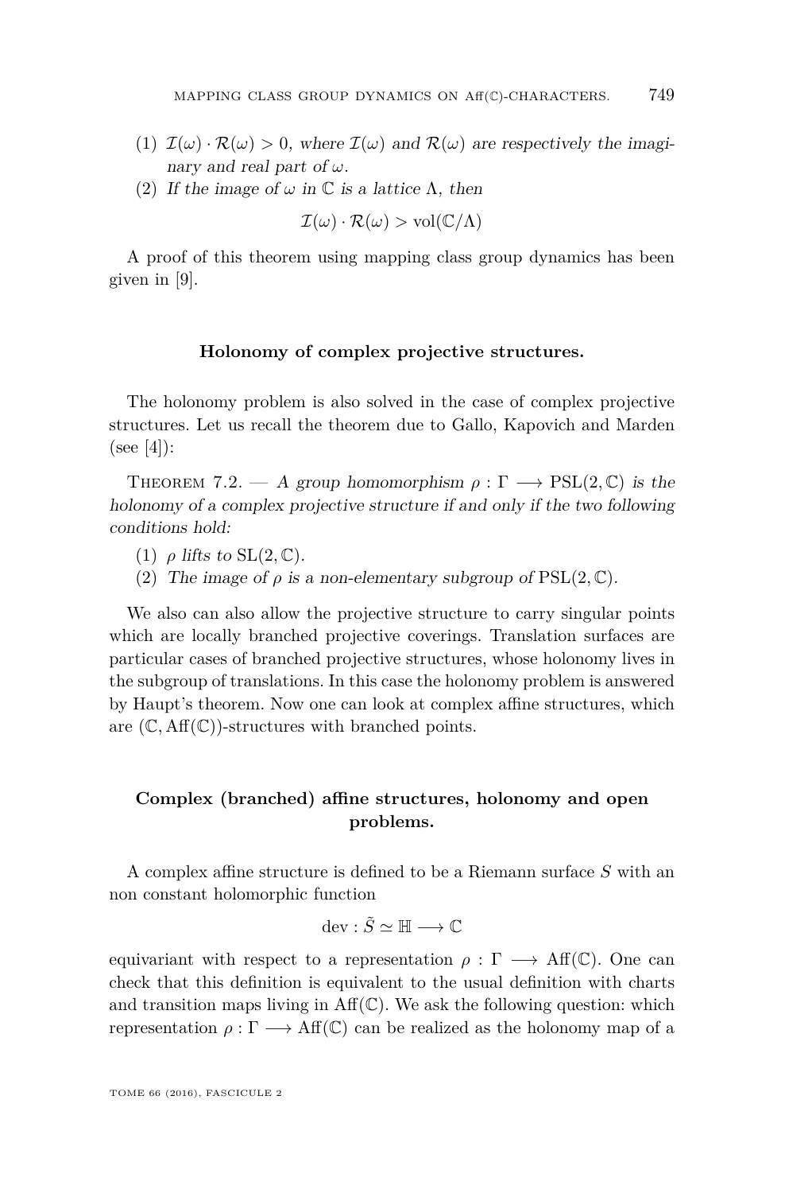(1) *$\mathcal{I}(\omega) \cdot \mathcal{R}(\omega) > 0$, where $\mathcal{I}(\omega)$ and $\mathcal{R}(\omega)$ are respectively the imaginary and real part of $\omega$.*
(2) *If the image of $\omega$ in $\mathbb{C}$ is a lattice $\Lambda$, then*

$$\mathcal{I}(\omega) \cdot \mathcal{R}(\omega) > \mathrm{vol}(\mathbb{C}/\Lambda)$$

A proof of this theorem using mapping class group dynamics has been given in [9].

### Holonomy of complex projective structures.

The holonomy problem is also solved in the case of complex projective structures. Let us recall the theorem due to Gallo, Kapovich and Marden (see [4]):

Theorem 7.2. — *A group homomorphism $\rho : \Gamma \longrightarrow \mathrm{PSL}(2,\mathbb{C})$ is the holonomy of a complex projective structure if and only if the two following conditions hold:*

(1) *$\rho$ lifts to $\mathrm{SL}(2,\mathbb{C})$.*
(2) *The image of $\rho$ is a non-elementary subgroup of $\mathrm{PSL}(2,\mathbb{C})$.*

We also can also allow the projective structure to carry singular points which are locally branched projective coverings. Translation surfaces are particular cases of branched projective structures, whose holonomy lives in the subgroup of translations. In this case the holonomy problem is answered by Haupt's theorem. Now one can look at complex affine structures, which are $(\mathbb{C}, \mathrm{Aff}(\mathbb{C}))$-structures with branched points.

### Complex (branched) affine structures, holonomy and open problems.

A complex affine structure is defined to be a Riemann surface $S$ with an non constant holomorphic function

$$\mathrm{dev} : \tilde{S} \simeq \mathbb{H} \longrightarrow \mathbb{C}$$

equivariant with respect to a representation $\rho : \Gamma \longrightarrow \mathrm{Aff}(\mathbb{C})$. One can check that this definition is equivalent to the usual definition with charts and transition maps living in $\mathrm{Aff}(\mathbb{C})$. We ask the following question: which representation $\rho : \Gamma \longrightarrow \mathrm{Aff}(\mathbb{C})$ can be realized as the holonomy map of a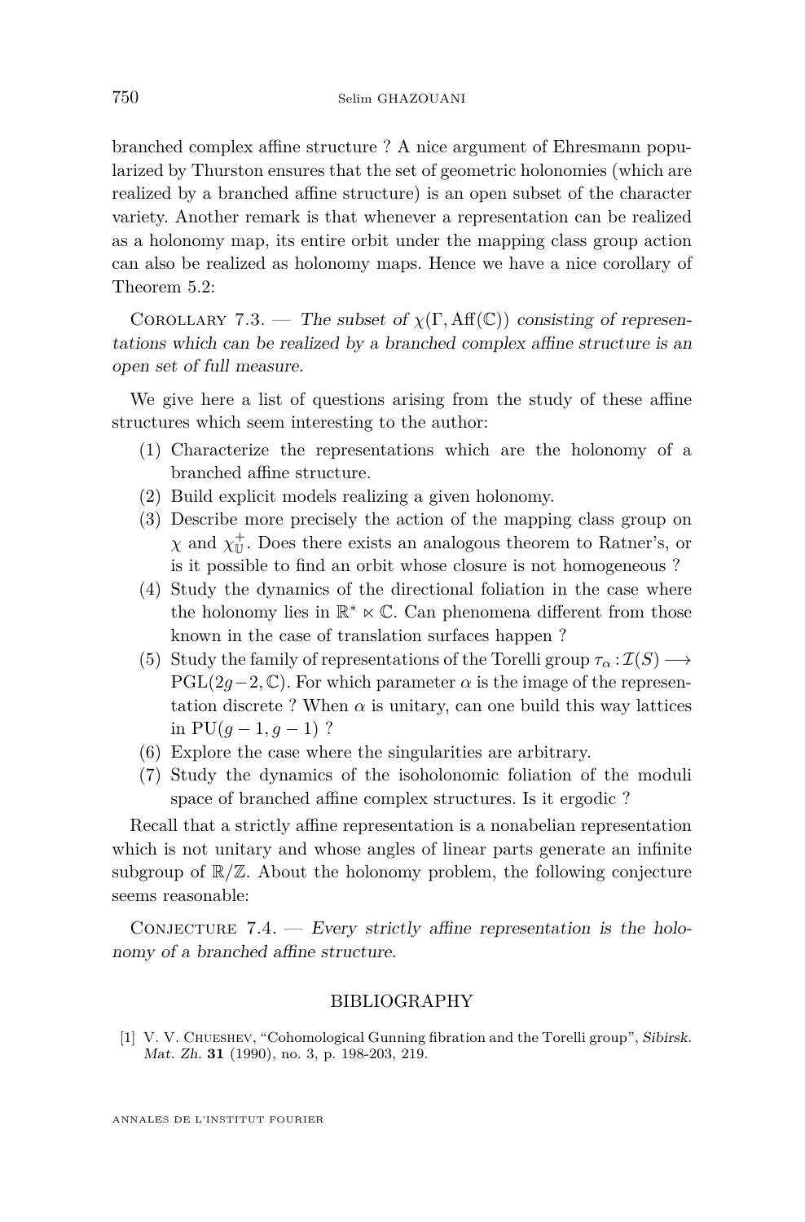branched complex affine structure ? A nice argument of Ehresmann popularized by Thurston ensures that the set of geometric holonomies (which are realized by a branched affine structure) is an open subset of the character variety. Another remark is that whenever a representation can be realized as a holonomy map, its entire orbit under the mapping class group action can also be realized as holonomy maps. Hence we have a nice corollary of Theorem 5.2:

Corollary 7.3. — *The subset of $\chi(\Gamma, \mathrm{Aff}(\mathbb{C}))$ consisting of representations which can be realized by a branched complex affine structure is an open set of full measure.*

We give here a list of questions arising from the study of these affine structures which seem interesting to the author:

1. Characterize the representations which are the holonomy of a branched affine structure.
2. Build explicit models realizing a given holonomy.
3. Describe more precisely the action of the mapping class group on $\chi$ and $\chi^+_{\mathbb{U}}$. Does there exists an analogous theorem to Ratner's, or is it possible to find an orbit whose closure is not homogeneous ?
4. Study the dynamics of the directional foliation in the case where the holonomy lies in $\mathbb{R}^* \ltimes \mathbb{C}$. Can phenomena different from those known in the case of translation surfaces happen ?
5. Study the family of representations of the Torelli group $\tau_\alpha : \mathcal{I}(S) \longrightarrow \mathrm{PGL}(2g-2, \mathbb{C})$. For which parameter $\alpha$ is the image of the representation discrete ? When $\alpha$ is unitary, can one build this way lattices in $\mathrm{PU}(g-1, g-1)$ ?
6. Explore the case where the singularities are arbitrary.
7. Study the dynamics of the isoholonomic foliation of the moduli space of branched affine complex structures. Is it ergodic ?

Recall that a strictly affine representation is a nonabelian representation which is not unitary and whose angles of linear parts generate an infinite subgroup of $\mathbb{R}/\mathbb{Z}$. About the holonomy problem, the following conjecture seems reasonable:

Conjecture 7.4. — *Every strictly affine representation is the holonomy of a branched affine structure.*

## BIBLIOGRAPHY

[1] V. V. Chueshev, "Cohomological Gunning fibration and the Torelli group", *Sibirsk. Mat. Zh.* **31** (1990), no. 3, p. 198-203, 219.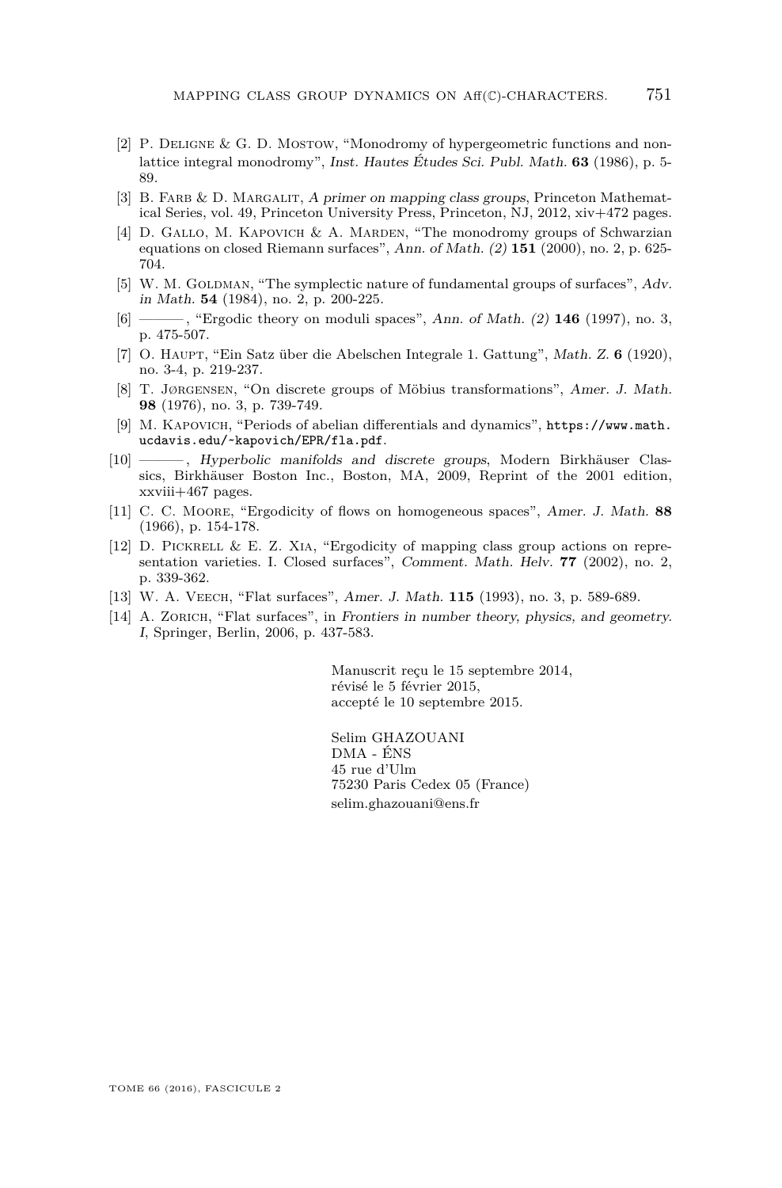[2] P. Deligne & G. D. Mostow, "Monodromy of hypergeometric functions and non-lattice integral monodromy", *Inst. Hautes Études Sci. Publ. Math.* **63** (1986), p. 5-89.

[3] B. Farb & D. Margalit, *A primer on mapping class groups*, Princeton Mathematical Series, vol. 49, Princeton University Press, Princeton, NJ, 2012, xiv+472 pages.

[4] D. Gallo, M. Kapovich & A. Marden, "The monodromy groups of Schwarzian equations on closed Riemann surfaces", *Ann. of Math. (2)* **151** (2000), no. 2, p. 625-704.

[5] W. M. Goldman, "The symplectic nature of fundamental groups of surfaces", *Adv. in Math.* **54** (1984), no. 2, p. 200-225.

[6] ———, "Ergodic theory on moduli spaces", *Ann. of Math. (2)* **146** (1997), no. 3, p. 475-507.

[7] O. Haupt, "Ein Satz über die Abelschen Integrale 1. Gattung", *Math. Z.* **6** (1920), no. 3-4, p. 219-237.

[8] T. Jørgensen, "On discrete groups of Möbius transformations", *Amer. J. Math.* **98** (1976), no. 3, p. 739-749.

[9] M. Kapovich, "Periods of abelian differentials and dynamics", `https://www.math.ucdavis.edu/~kapovich/EPR/fla.pdf`.

[10] ———, *Hyperbolic manifolds and discrete groups*, Modern Birkhäuser Classics, Birkhäuser Boston Inc., Boston, MA, 2009, Reprint of the 2001 edition, xxviii+467 pages.

[11] C. C. Moore, "Ergodicity of flows on homogeneous spaces", *Amer. J. Math.* **88** (1966), p. 154-178.

[12] D. Pickrell & E. Z. Xia, "Ergodicity of mapping class group actions on representation varieties. I. Closed surfaces", *Comment. Math. Helv.* **77** (2002), no. 2, p. 339-362.

[13] W. A. Veech, "Flat surfaces", *Amer. J. Math.* **115** (1993), no. 3, p. 589-689.

[14] A. Zorich, "Flat surfaces", in *Frontiers in number theory, physics, and geometry. I*, Springer, Berlin, 2006, p. 437-583.

Manuscrit reçu le 15 septembre 2014,
révisé le 5 février 2015,
accepté le 10 septembre 2015.

Selim GHAZOUANI
DMA - ÉNS
45 rue d'Ulm
75230 Paris Cedex 05 (France)
selim.ghazouani@ens.fr